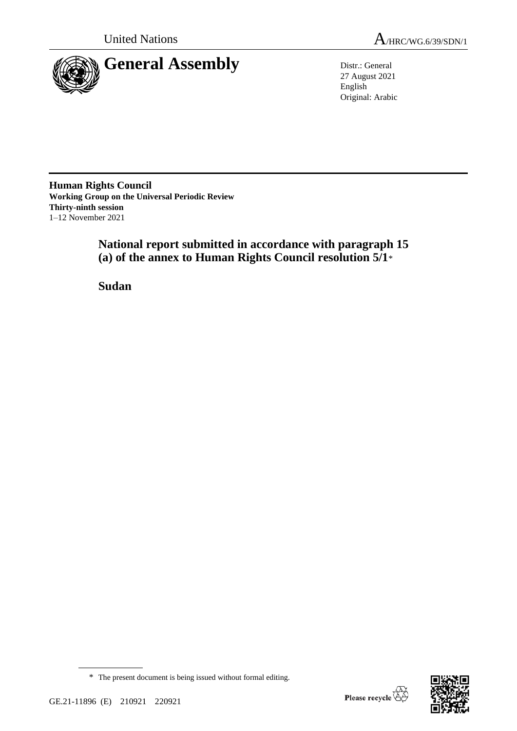United Nations

# General Assembly

A/HRC/WG.6/39/SDN/1

Distr.: General
27 August 2021
English
Original: Arabic

**Human Rights Council**
**Working Group on the Universal Periodic Review**
**Thirty-ninth session**
1–12 November 2021

## National report submitted in accordance with paragraph 15 (a) of the annex to Human Rights Council resolution 5/1*

## Sudan

* The present document is being issued without formal editing.

GE.21-11896 (E) 210921 220921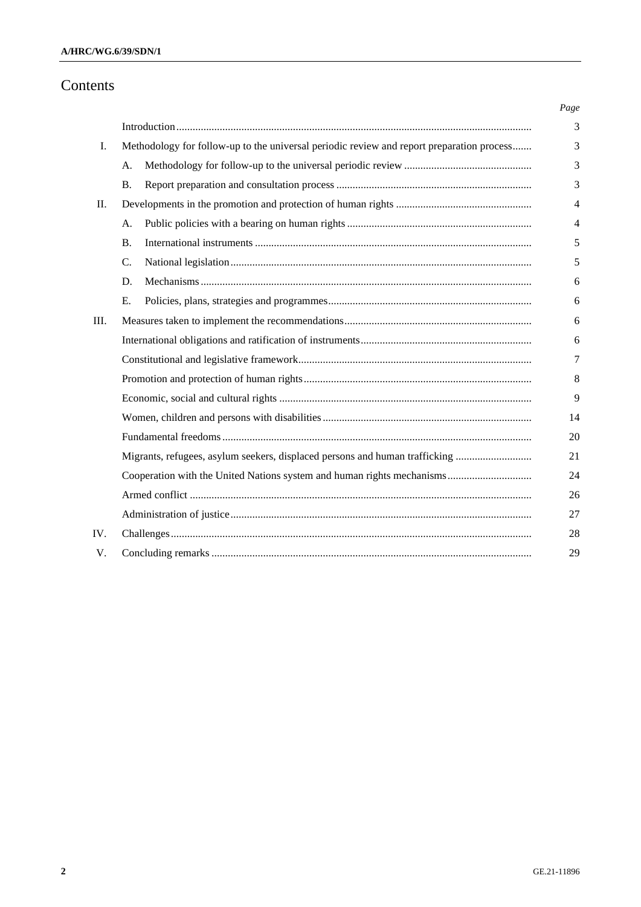# Contents

| | | Page |
|---|---|---|
| | Introduction | 3 |
| I. | Methodology for follow-up to the universal periodic review and report preparation process | 3 |
| | A. Methodology for follow-up to the universal periodic review | 3 |
| | B. Report preparation and consultation process | 3 |
| II. | Developments in the promotion and protection of human rights | 4 |
| | A. Public policies with a bearing on human rights | 4 |
| | B. International instruments | 5 |
| | C. National legislation | 5 |
| | D. Mechanisms | 6 |
| | E. Policies, plans, strategies and programmes | 6 |
| III. | Measures taken to implement the recommendations | 6 |
| | International obligations and ratification of instruments | 6 |
| | Constitutional and legislative framework | 7 |
| | Promotion and protection of human rights | 8 |
| | Economic, social and cultural rights | 9 |
| | Women, children and persons with disabilities | 14 |
| | Fundamental freedoms | 20 |
| | Migrants, refugees, asylum seekers, displaced persons and human trafficking | 21 |
| | Cooperation with the United Nations system and human rights mechanisms | 24 |
| | Armed conflict | 26 |
| | Administration of justice | 27 |
| IV. | Challenges | 28 |
| V. | Concluding remarks | 29 |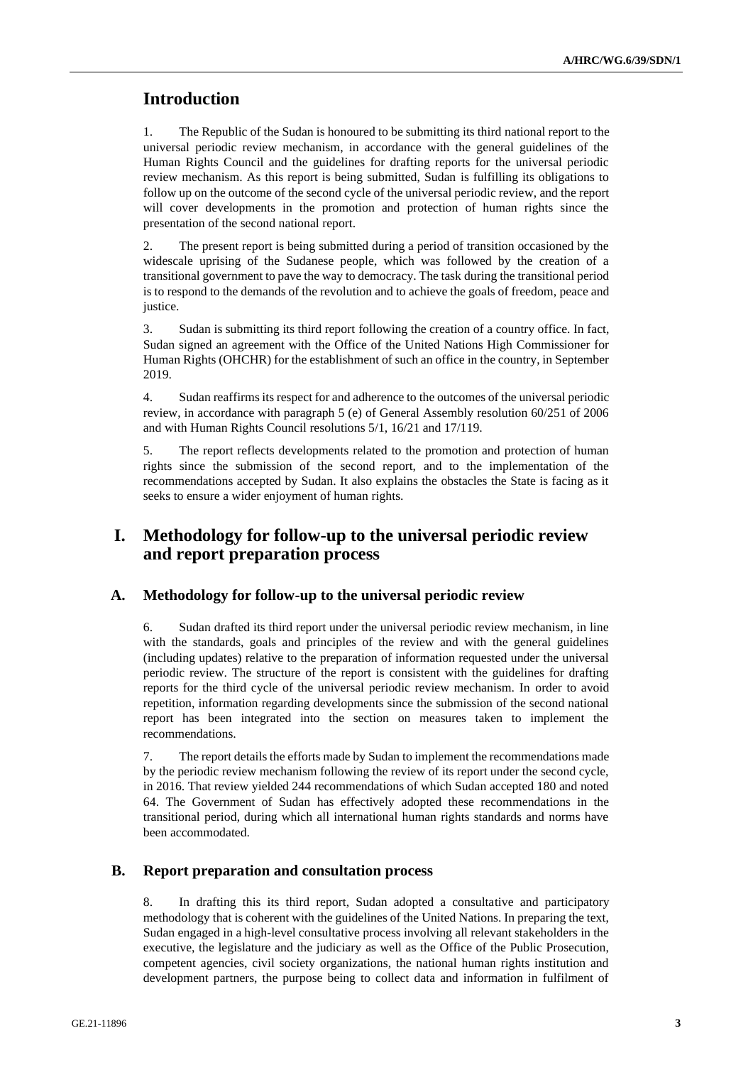# Introduction

1. The Republic of the Sudan is honoured to be submitting its third national report to the universal periodic review mechanism, in accordance with the general guidelines of the Human Rights Council and the guidelines for drafting reports for the universal periodic review mechanism. As this report is being submitted, Sudan is fulfilling its obligations to follow up on the outcome of the second cycle of the universal periodic review, and the report will cover developments in the promotion and protection of human rights since the presentation of the second national report.

2. The present report is being submitted during a period of transition occasioned by the widescale uprising of the Sudanese people, which was followed by the creation of a transitional government to pave the way to democracy. The task during the transitional period is to respond to the demands of the revolution and to achieve the goals of freedom, peace and justice.

3. Sudan is submitting its third report following the creation of a country office. In fact, Sudan signed an agreement with the Office of the United Nations High Commissioner for Human Rights (OHCHR) for the establishment of such an office in the country, in September 2019.

4. Sudan reaffirms its respect for and adherence to the outcomes of the universal periodic review, in accordance with paragraph 5 (e) of General Assembly resolution 60/251 of 2006 and with Human Rights Council resolutions 5/1, 16/21 and 17/119.

5. The report reflects developments related to the promotion and protection of human rights since the submission of the second report, and to the implementation of the recommendations accepted by Sudan. It also explains the obstacles the State is facing as it seeks to ensure a wider enjoyment of human rights.

# I. Methodology for follow-up to the universal periodic review and report preparation process

## A. Methodology for follow-up to the universal periodic review

6. Sudan drafted its third report under the universal periodic review mechanism, in line with the standards, goals and principles of the review and with the general guidelines (including updates) relative to the preparation of information requested under the universal periodic review. The structure of the report is consistent with the guidelines for drafting reports for the third cycle of the universal periodic review mechanism. In order to avoid repetition, information regarding developments since the submission of the second national report has been integrated into the section on measures taken to implement the recommendations.

7. The report details the efforts made by Sudan to implement the recommendations made by the periodic review mechanism following the review of its report under the second cycle, in 2016. That review yielded 244 recommendations of which Sudan accepted 180 and noted 64. The Government of Sudan has effectively adopted these recommendations in the transitional period, during which all international human rights standards and norms have been accommodated.

## B. Report preparation and consultation process

8. In drafting this its third report, Sudan adopted a consultative and participatory methodology that is coherent with the guidelines of the United Nations. In preparing the text, Sudan engaged in a high-level consultative process involving all relevant stakeholders in the executive, the legislature and the judiciary as well as the Office of the Public Prosecution, competent agencies, civil society organizations, the national human rights institution and development partners, the purpose being to collect data and information in fulfilment of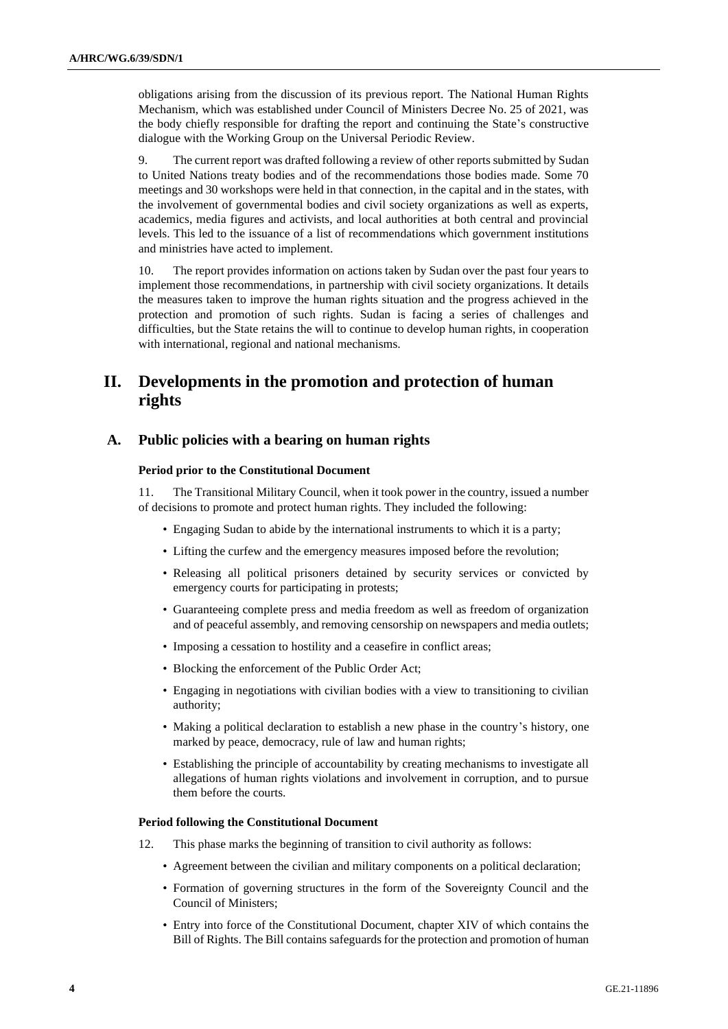obligations arising from the discussion of its previous report. The National Human Rights Mechanism, which was established under Council of Ministers Decree No. 25 of 2021, was the body chiefly responsible for drafting the report and continuing the State's constructive dialogue with the Working Group on the Universal Periodic Review.

9. The current report was drafted following a review of other reports submitted by Sudan to United Nations treaty bodies and of the recommendations those bodies made. Some 70 meetings and 30 workshops were held in that connection, in the capital and in the states, with the involvement of governmental bodies and civil society organizations as well as experts, academics, media figures and activists, and local authorities at both central and provincial levels. This led to the issuance of a list of recommendations which government institutions and ministries have acted to implement.

10. The report provides information on actions taken by Sudan over the past four years to implement those recommendations, in partnership with civil society organizations. It details the measures taken to improve the human rights situation and the progress achieved in the protection and promotion of such rights. Sudan is facing a series of challenges and difficulties, but the State retains the will to continue to develop human rights, in cooperation with international, regional and national mechanisms.

# II. Developments in the promotion and protection of human rights

## A. Public policies with a bearing on human rights

### Period prior to the Constitutional Document

11. The Transitional Military Council, when it took power in the country, issued a number of decisions to promote and protect human rights. They included the following:

- Engaging Sudan to abide by the international instruments to which it is a party;
- Lifting the curfew and the emergency measures imposed before the revolution;
- Releasing all political prisoners detained by security services or convicted by emergency courts for participating in protests;
- Guaranteeing complete press and media freedom as well as freedom of organization and of peaceful assembly, and removing censorship on newspapers and media outlets;
- Imposing a cessation to hostility and a ceasefire in conflict areas;
- Blocking the enforcement of the Public Order Act;
- Engaging in negotiations with civilian bodies with a view to transitioning to civilian authority;
- Making a political declaration to establish a new phase in the country's history, one marked by peace, democracy, rule of law and human rights;
- Establishing the principle of accountability by creating mechanisms to investigate all allegations of human rights violations and involvement in corruption, and to pursue them before the courts.

### Period following the Constitutional Document

12. This phase marks the beginning of transition to civil authority as follows:

- Agreement between the civilian and military components on a political declaration;
- Formation of governing structures in the form of the Sovereignty Council and the Council of Ministers;
- Entry into force of the Constitutional Document, chapter XIV of which contains the Bill of Rights. The Bill contains safeguards for the protection and promotion of human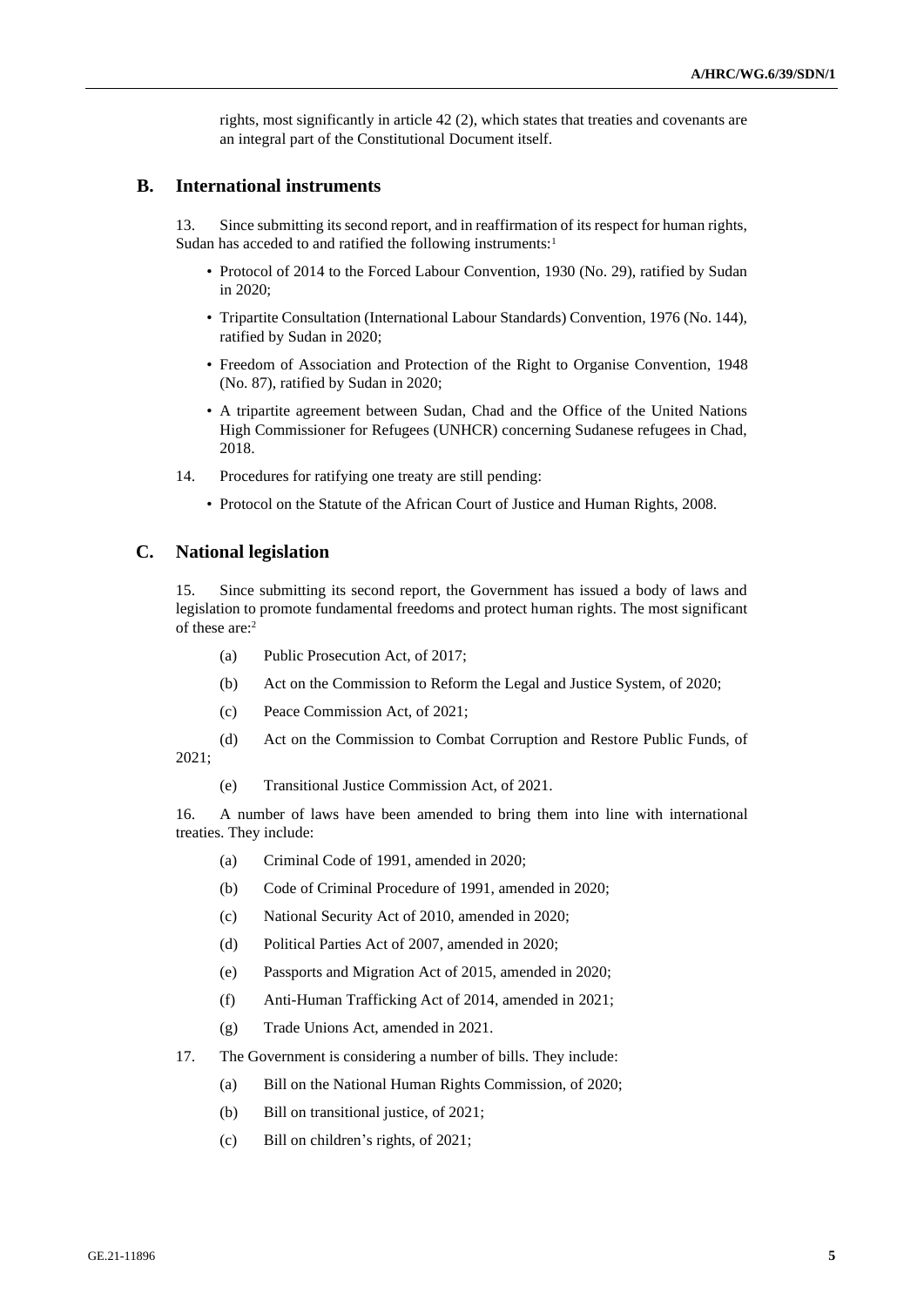rights, most significantly in article 42 (2), which states that treaties and covenants are an integral part of the Constitutional Document itself.

## B. International instruments

13. Since submitting its second report, and in reaffirmation of its respect for human rights, Sudan has acceded to and ratified the following instruments:[1]

- Protocol of 2014 to the Forced Labour Convention, 1930 (No. 29), ratified by Sudan in 2020;
- Tripartite Consultation (International Labour Standards) Convention, 1976 (No. 144), ratified by Sudan in 2020;
- Freedom of Association and Protection of the Right to Organise Convention, 1948 (No. 87), ratified by Sudan in 2020;
- A tripartite agreement between Sudan, Chad and the Office of the United Nations High Commissioner for Refugees (UNHCR) concerning Sudanese refugees in Chad, 2018.

14. Procedures for ratifying one treaty are still pending:

- Protocol on the Statute of the African Court of Justice and Human Rights, 2008.

## C. National legislation

15. Since submitting its second report, the Government has issued a body of laws and legislation to promote fundamental freedoms and protect human rights. The most significant of these are:[2]

(a) Public Prosecution Act, of 2017;

(b) Act on the Commission to Reform the Legal and Justice System, of 2020;

(c) Peace Commission Act, of 2021;

(d) Act on the Commission to Combat Corruption and Restore Public Funds, of 2021;

(e) Transitional Justice Commission Act, of 2021.

16. A number of laws have been amended to bring them into line with international treaties. They include:

(a) Criminal Code of 1991, amended in 2020;

(b) Code of Criminal Procedure of 1991, amended in 2020;

(c) National Security Act of 2010, amended in 2020;

(d) Political Parties Act of 2007, amended in 2020;

(e) Passports and Migration Act of 2015, amended in 2020;

(f) Anti-Human Trafficking Act of 2014, amended in 2021;

(g) Trade Unions Act, amended in 2021.

17. The Government is considering a number of bills. They include:

(a) Bill on the National Human Rights Commission, of 2020;

(b) Bill on transitional justice, of 2021;

(c) Bill on children's rights, of 2021;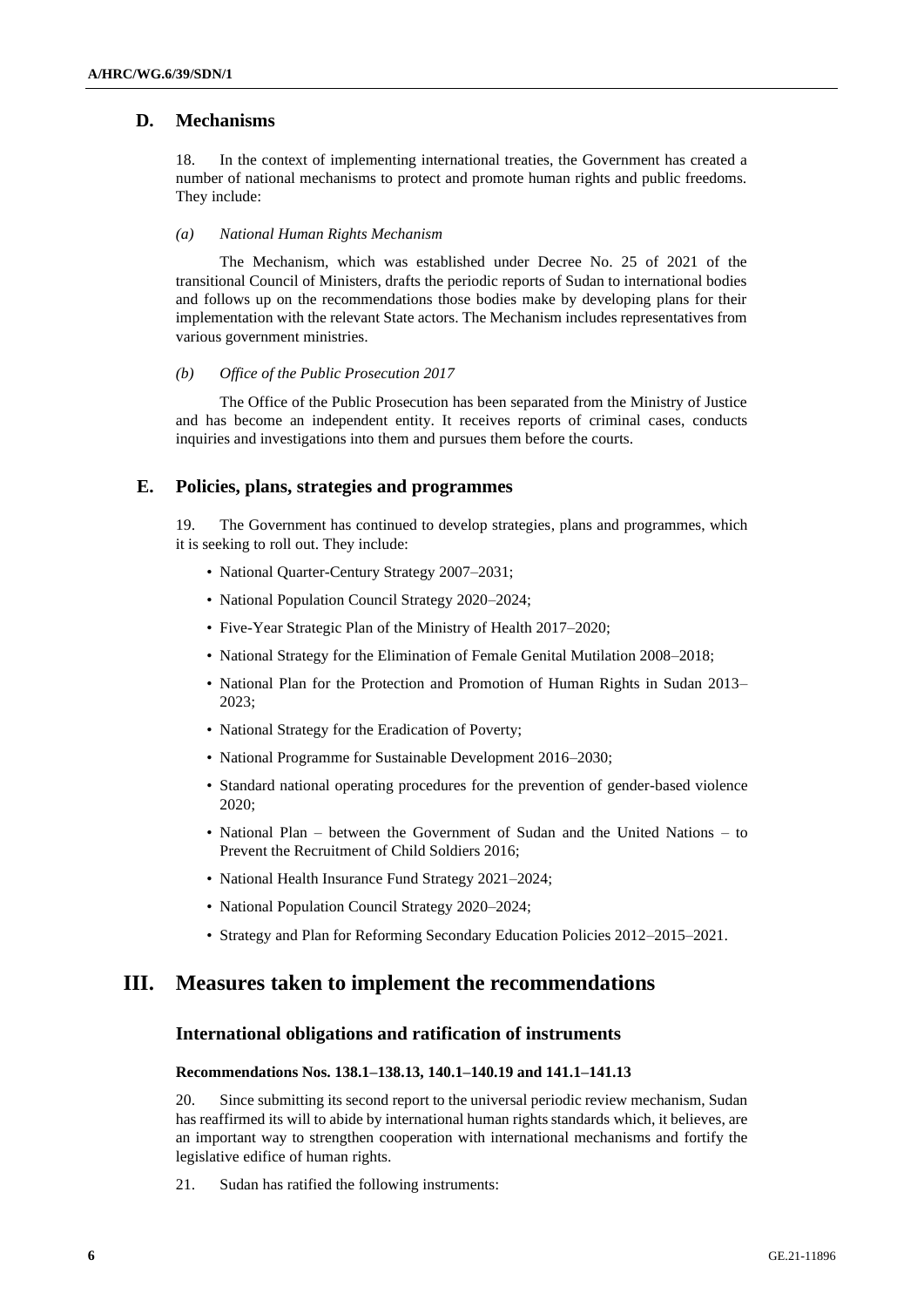## D. Mechanisms

18. In the context of implementing international treaties, the Government has created a number of national mechanisms to protect and promote human rights and public freedoms. They include:

*(a) National Human Rights Mechanism*

The Mechanism, which was established under Decree No. 25 of 2021 of the transitional Council of Ministers, drafts the periodic reports of Sudan to international bodies and follows up on the recommendations those bodies make by developing plans for their implementation with the relevant State actors. The Mechanism includes representatives from various government ministries.

*(b) Office of the Public Prosecution 2017*

The Office of the Public Prosecution has been separated from the Ministry of Justice and has become an independent entity. It receives reports of criminal cases, conducts inquiries and investigations into them and pursues them before the courts.

## E. Policies, plans, strategies and programmes

19. The Government has continued to develop strategies, plans and programmes, which it is seeking to roll out. They include:

- National Quarter-Century Strategy 2007–2031;
- National Population Council Strategy 2020–2024;
- Five-Year Strategic Plan of the Ministry of Health 2017–2020;
- National Strategy for the Elimination of Female Genital Mutilation 2008–2018;
- National Plan for the Protection and Promotion of Human Rights in Sudan 2013–2023;
- National Strategy for the Eradication of Poverty;
- National Programme for Sustainable Development 2016–2030;
- Standard national operating procedures for the prevention of gender-based violence 2020;
- National Plan – between the Government of Sudan and the United Nations – to Prevent the Recruitment of Child Soldiers 2016;
- National Health Insurance Fund Strategy 2021–2024;
- National Population Council Strategy 2020–2024;
- Strategy and Plan for Reforming Secondary Education Policies 2012–2015–2021.

# III. Measures taken to implement the recommendations

### International obligations and ratification of instruments

#### Recommendations Nos. 138.1–138.13, 140.1–140.19 and 141.1–141.13

20. Since submitting its second report to the universal periodic review mechanism, Sudan has reaffirmed its will to abide by international human rights standards which, it believes, are an important way to strengthen cooperation with international mechanisms and fortify the legislative edifice of human rights.

21. Sudan has ratified the following instruments: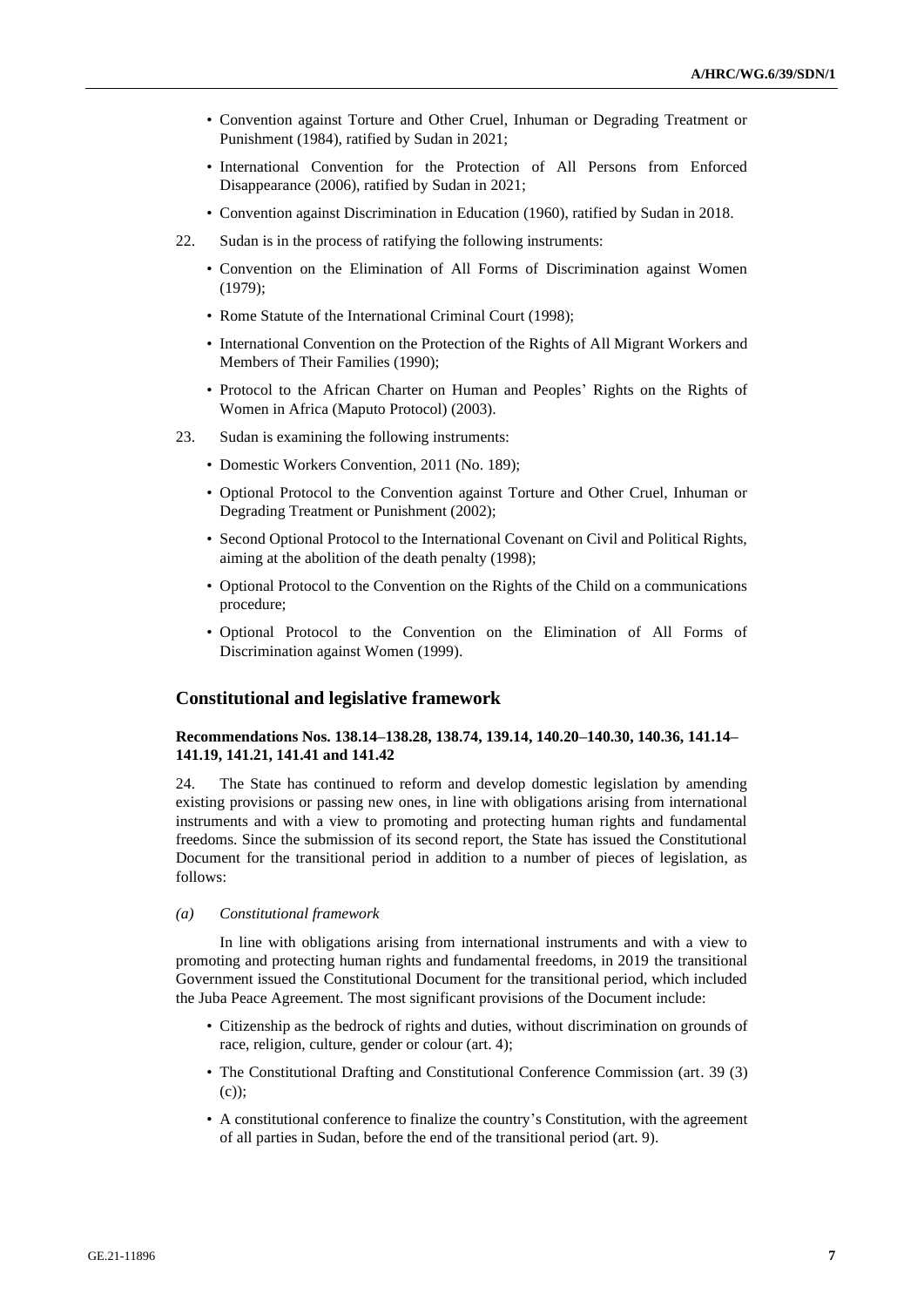- Convention against Torture and Other Cruel, Inhuman or Degrading Treatment or Punishment (1984), ratified by Sudan in 2021;
- International Convention for the Protection of All Persons from Enforced Disappearance (2006), ratified by Sudan in 2021;
- Convention against Discrimination in Education (1960), ratified by Sudan in 2018.

22. Sudan is in the process of ratifying the following instruments:

- Convention on the Elimination of All Forms of Discrimination against Women (1979);
- Rome Statute of the International Criminal Court (1998);
- International Convention on the Protection of the Rights of All Migrant Workers and Members of Their Families (1990);
- Protocol to the African Charter on Human and Peoples' Rights on the Rights of Women in Africa (Maputo Protocol) (2003).

23. Sudan is examining the following instruments:

- Domestic Workers Convention, 2011 (No. 189);
- Optional Protocol to the Convention against Torture and Other Cruel, Inhuman or Degrading Treatment or Punishment (2002);
- Second Optional Protocol to the International Covenant on Civil and Political Rights, aiming at the abolition of the death penalty (1998);
- Optional Protocol to the Convention on the Rights of the Child on a communications procedure;
- Optional Protocol to the Convention on the Elimination of All Forms of Discrimination against Women (1999).

## Constitutional and legislative framework

### Recommendations Nos. 138.14–138.28, 138.74, 139.14, 140.20–140.30, 140.36, 141.14–141.19, 141.21, 141.41 and 141.42

24. The State has continued to reform and develop domestic legislation by amending existing provisions or passing new ones, in line with obligations arising from international instruments and with a view to promoting and protecting human rights and fundamental freedoms. Since the submission of its second report, the State has issued the Constitutional Document for the transitional period in addition to a number of pieces of legislation, as follows:

*(a) Constitutional framework*

In line with obligations arising from international instruments and with a view to promoting and protecting human rights and fundamental freedoms, in 2019 the transitional Government issued the Constitutional Document for the transitional period, which included the Juba Peace Agreement. The most significant provisions of the Document include:

- Citizenship as the bedrock of rights and duties, without discrimination on grounds of race, religion, culture, gender or colour (art. 4);
- The Constitutional Drafting and Constitutional Conference Commission (art. 39 (3) (c));
- A constitutional conference to finalize the country's Constitution, with the agreement of all parties in Sudan, before the end of the transitional period (art. 9).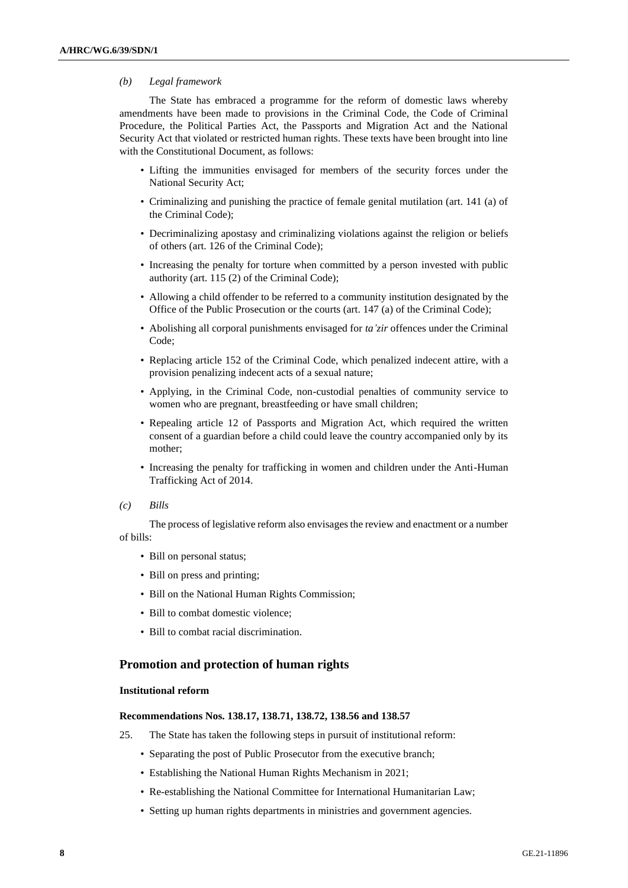*(b) Legal framework*

The State has embraced a programme for the reform of domestic laws whereby amendments have been made to provisions in the Criminal Code, the Code of Criminal Procedure, the Political Parties Act, the Passports and Migration Act and the National Security Act that violated or restricted human rights. These texts have been brought into line with the Constitutional Document, as follows:

- Lifting the immunities envisaged for members of the security forces under the National Security Act;
- Criminalizing and punishing the practice of female genital mutilation (art. 141 (a) of the Criminal Code);
- Decriminalizing apostasy and criminalizing violations against the religion or beliefs of others (art. 126 of the Criminal Code);
- Increasing the penalty for torture when committed by a person invested with public authority (art. 115 (2) of the Criminal Code);
- Allowing a child offender to be referred to a community institution designated by the Office of the Public Prosecution or the courts (art. 147 (a) of the Criminal Code);
- Abolishing all corporal punishments envisaged for *ta'zir* offences under the Criminal Code;
- Replacing article 152 of the Criminal Code, which penalized indecent attire, with a provision penalizing indecent acts of a sexual nature;
- Applying, in the Criminal Code, non-custodial penalties of community service to women who are pregnant, breastfeeding or have small children;
- Repealing article 12 of Passports and Migration Act, which required the written consent of a guardian before a child could leave the country accompanied only by its mother;
- Increasing the penalty for trafficking in women and children under the Anti-Human Trafficking Act of 2014.

*(c) Bills*

The process of legislative reform also envisages the review and enactment or a number of bills:

- Bill on personal status;
- Bill on press and printing;
- Bill on the National Human Rights Commission;
- Bill to combat domestic violence;
- Bill to combat racial discrimination.

## Promotion and protection of human rights

### Institutional reform

#### Recommendations Nos. 138.17, 138.71, 138.72, 138.56 and 138.57

25. The State has taken the following steps in pursuit of institutional reform:

- Separating the post of Public Prosecutor from the executive branch;
- Establishing the National Human Rights Mechanism in 2021;
- Re-establishing the National Committee for International Humanitarian Law;
- Setting up human rights departments in ministries and government agencies.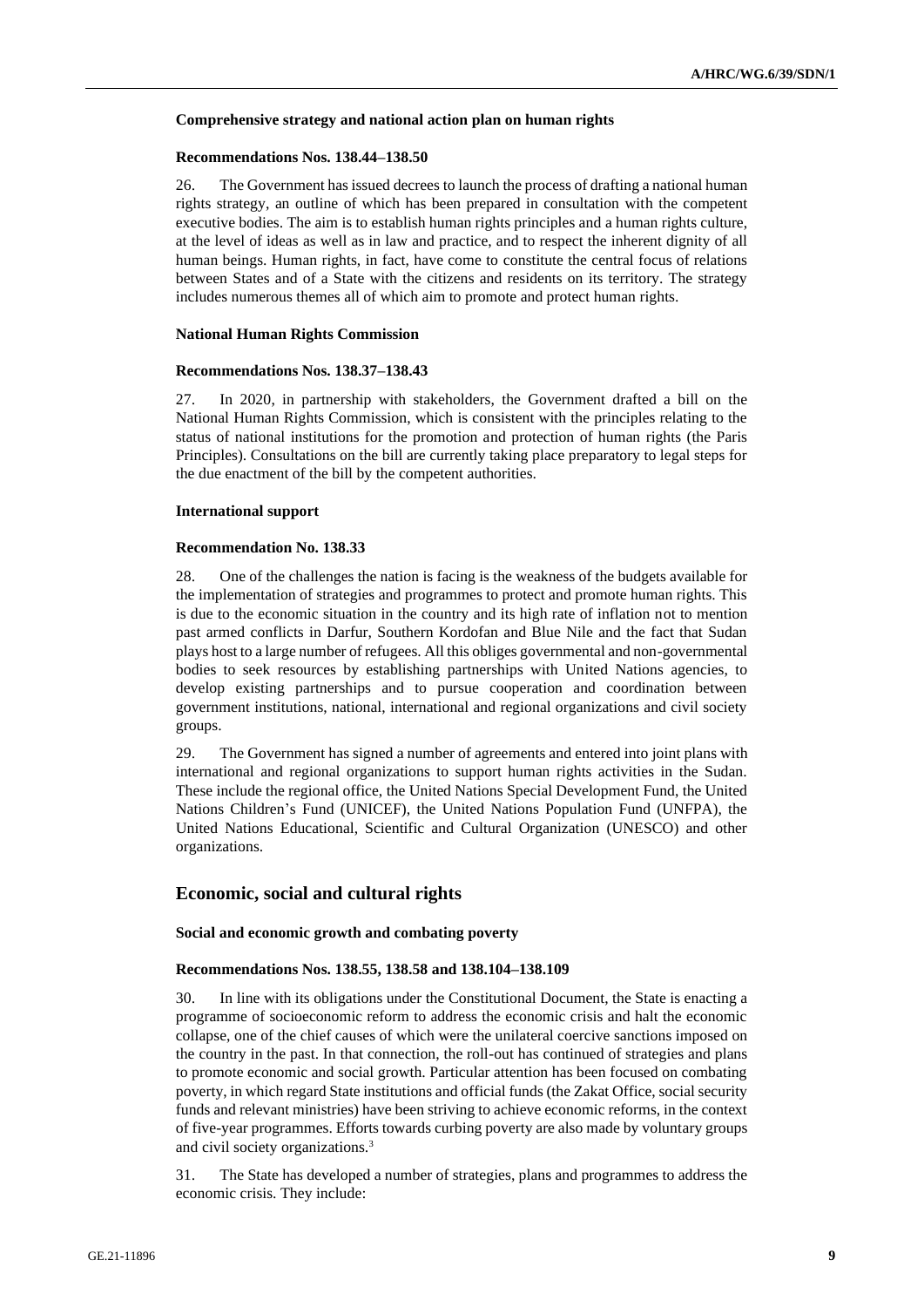#### Comprehensive strategy and national action plan on human rights

#### Recommendations Nos. 138.44–138.50

26. The Government has issued decrees to launch the process of drafting a national human rights strategy, an outline of which has been prepared in consultation with the competent executive bodies. The aim is to establish human rights principles and a human rights culture, at the level of ideas as well as in law and practice, and to respect the inherent dignity of all human beings. Human rights, in fact, have come to constitute the central focus of relations between States and of a State with the citizens and residents on its territory. The strategy includes numerous themes all of which aim to promote and protect human rights.

#### National Human Rights Commission

#### Recommendations Nos. 138.37–138.43

27. In 2020, in partnership with stakeholders, the Government drafted a bill on the National Human Rights Commission, which is consistent with the principles relating to the status of national institutions for the promotion and protection of human rights (the Paris Principles). Consultations on the bill are currently taking place preparatory to legal steps for the due enactment of the bill by the competent authorities.

#### International support

#### Recommendation No. 138.33

28. One of the challenges the nation is facing is the weakness of the budgets available for the implementation of strategies and programmes to protect and promote human rights. This is due to the economic situation in the country and its high rate of inflation not to mention past armed conflicts in Darfur, Southern Kordofan and Blue Nile and the fact that Sudan plays host to a large number of refugees. All this obliges governmental and non-governmental bodies to seek resources by establishing partnerships with United Nations agencies, to develop existing partnerships and to pursue cooperation and coordination between government institutions, national, international and regional organizations and civil society groups.

29. The Government has signed a number of agreements and entered into joint plans with international and regional organizations to support human rights activities in the Sudan. These include the regional office, the United Nations Special Development Fund, the United Nations Children's Fund (UNICEF), the United Nations Population Fund (UNFPA), the United Nations Educational, Scientific and Cultural Organization (UNESCO) and other organizations.

### Economic, social and cultural rights

#### Social and economic growth and combating poverty

#### Recommendations Nos. 138.55, 138.58 and 138.104–138.109

30. In line with its obligations under the Constitutional Document, the State is enacting a programme of socioeconomic reform to address the economic crisis and halt the economic collapse, one of the chief causes of which were the unilateral coercive sanctions imposed on the country in the past. In that connection, the roll-out has continued of strategies and plans to promote economic and social growth. Particular attention has been focused on combating poverty, in which regard State institutions and official funds (the Zakat Office, social security funds and relevant ministries) have been striving to achieve economic reforms, in the context of five-year programmes. Efforts towards curbing poverty are also made by voluntary groups and civil society organizations.[3]

31. The State has developed a number of strategies, plans and programmes to address the economic crisis. They include: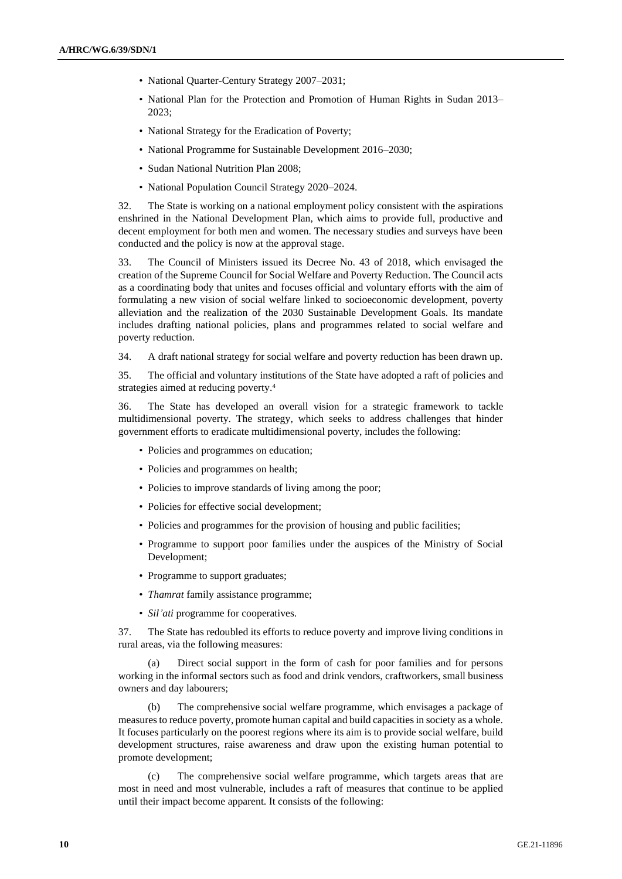- National Quarter-Century Strategy 2007–2031;
- National Plan for the Protection and Promotion of Human Rights in Sudan 2013–2023;
- National Strategy for the Eradication of Poverty;
- National Programme for Sustainable Development 2016–2030;
- Sudan National Nutrition Plan 2008;
- National Population Council Strategy 2020–2024.

32. The State is working on a national employment policy consistent with the aspirations enshrined in the National Development Plan, which aims to provide full, productive and decent employment for both men and women. The necessary studies and surveys have been conducted and the policy is now at the approval stage.

33. The Council of Ministers issued its Decree No. 43 of 2018, which envisaged the creation of the Supreme Council for Social Welfare and Poverty Reduction. The Council acts as a coordinating body that unites and focuses official and voluntary efforts with the aim of formulating a new vision of social welfare linked to socioeconomic development, poverty alleviation and the realization of the 2030 Sustainable Development Goals. Its mandate includes drafting national policies, plans and programmes related to social welfare and poverty reduction.

34. A draft national strategy for social welfare and poverty reduction has been drawn up.

35. The official and voluntary institutions of the State have adopted a raft of policies and strategies aimed at reducing poverty.[4]

36. The State has developed an overall vision for a strategic framework to tackle multidimensional poverty. The strategy, which seeks to address challenges that hinder government efforts to eradicate multidimensional poverty, includes the following:

- Policies and programmes on education;
- Policies and programmes on health;
- Policies to improve standards of living among the poor;
- Policies for effective social development;
- Policies and programmes for the provision of housing and public facilities;
- Programme to support poor families under the auspices of the Ministry of Social Development;
- Programme to support graduates;
- *Thamrat* family assistance programme;
- *Sil'ati* programme for cooperatives.

37. The State has redoubled its efforts to reduce poverty and improve living conditions in rural areas, via the following measures:

(a) Direct social support in the form of cash for poor families and for persons working in the informal sectors such as food and drink vendors, craftworkers, small business owners and day labourers;

(b) The comprehensive social welfare programme, which envisages a package of measures to reduce poverty, promote human capital and build capacities in society as a whole. It focuses particularly on the poorest regions where its aim is to provide social welfare, build development structures, raise awareness and draw upon the existing human potential to promote development;

(c) The comprehensive social welfare programme, which targets areas that are most in need and most vulnerable, includes a raft of measures that continue to be applied until their impact become apparent. It consists of the following: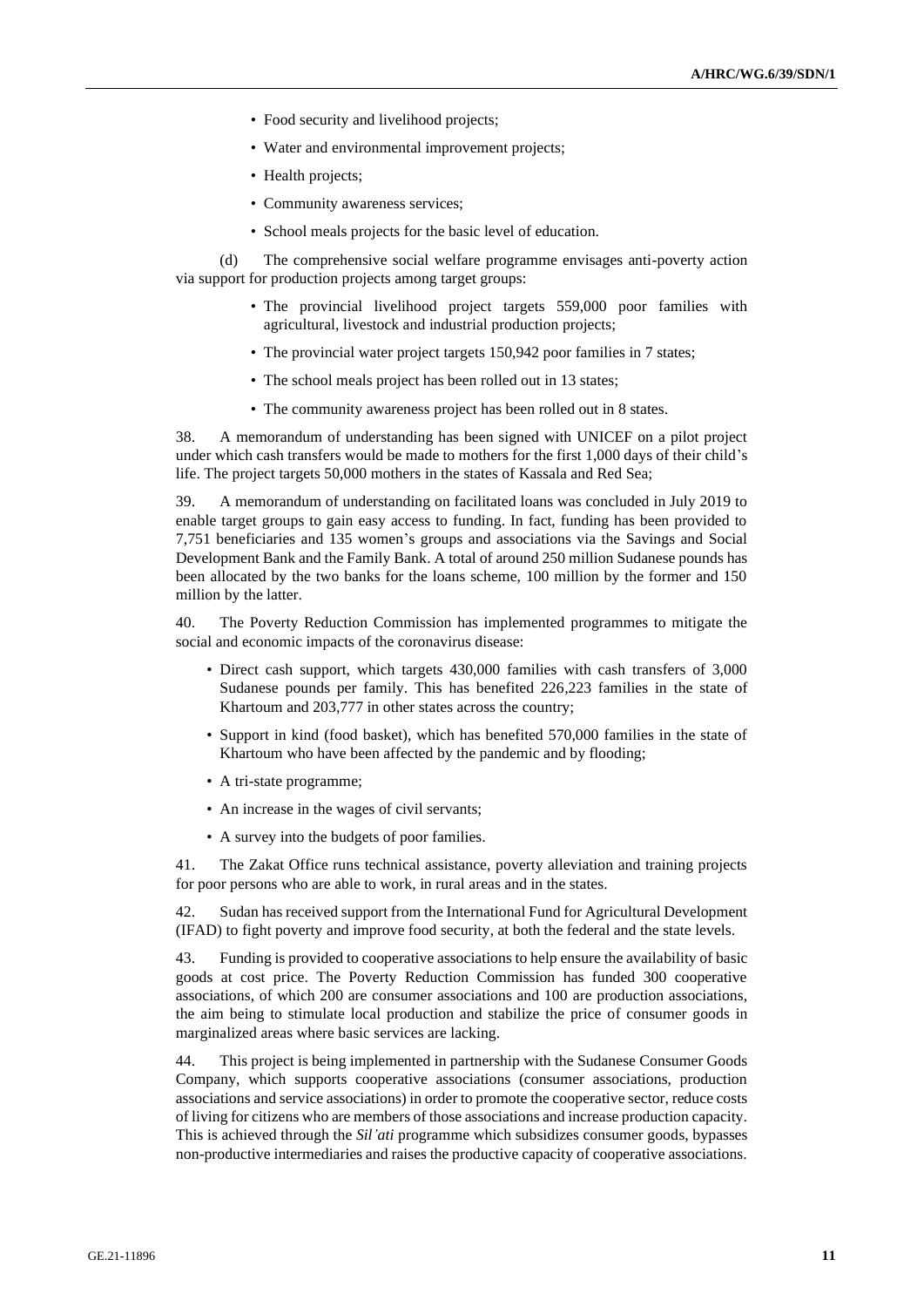- Food security and livelihood projects;
- Water and environmental improvement projects;
- Health projects;
- Community awareness services;
- School meals projects for the basic level of education.

(d) The comprehensive social welfare programme envisages anti-poverty action via support for production projects among target groups:

- The provincial livelihood project targets 559,000 poor families with agricultural, livestock and industrial production projects;
- The provincial water project targets 150,942 poor families in 7 states;
- The school meals project has been rolled out in 13 states;
- The community awareness project has been rolled out in 8 states.

38. A memorandum of understanding has been signed with UNICEF on a pilot project under which cash transfers would be made to mothers for the first 1,000 days of their child's life. The project targets 50,000 mothers in the states of Kassala and Red Sea;

39. A memorandum of understanding on facilitated loans was concluded in July 2019 to enable target groups to gain easy access to funding. In fact, funding has been provided to 7,751 beneficiaries and 135 women's groups and associations via the Savings and Social Development Bank and the Family Bank. A total of around 250 million Sudanese pounds has been allocated by the two banks for the loans scheme, 100 million by the former and 150 million by the latter.

40. The Poverty Reduction Commission has implemented programmes to mitigate the social and economic impacts of the coronavirus disease:

- Direct cash support, which targets 430,000 families with cash transfers of 3,000 Sudanese pounds per family. This has benefited 226,223 families in the state of Khartoum and 203,777 in other states across the country;
- Support in kind (food basket), which has benefited 570,000 families in the state of Khartoum who have been affected by the pandemic and by flooding;
- A tri-state programme;
- An increase in the wages of civil servants;
- A survey into the budgets of poor families.

41. The Zakat Office runs technical assistance, poverty alleviation and training projects for poor persons who are able to work, in rural areas and in the states.

42. Sudan has received support from the International Fund for Agricultural Development (IFAD) to fight poverty and improve food security, at both the federal and the state levels.

43. Funding is provided to cooperative associations to help ensure the availability of basic goods at cost price. The Poverty Reduction Commission has funded 300 cooperative associations, of which 200 are consumer associations and 100 are production associations, the aim being to stimulate local production and stabilize the price of consumer goods in marginalized areas where basic services are lacking.

44. This project is being implemented in partnership with the Sudanese Consumer Goods Company, which supports cooperative associations (consumer associations, production associations and service associations) in order to promote the cooperative sector, reduce costs of living for citizens who are members of those associations and increase production capacity. This is achieved through the *Sil'ati* programme which subsidizes consumer goods, bypasses non-productive intermediaries and raises the productive capacity of cooperative associations.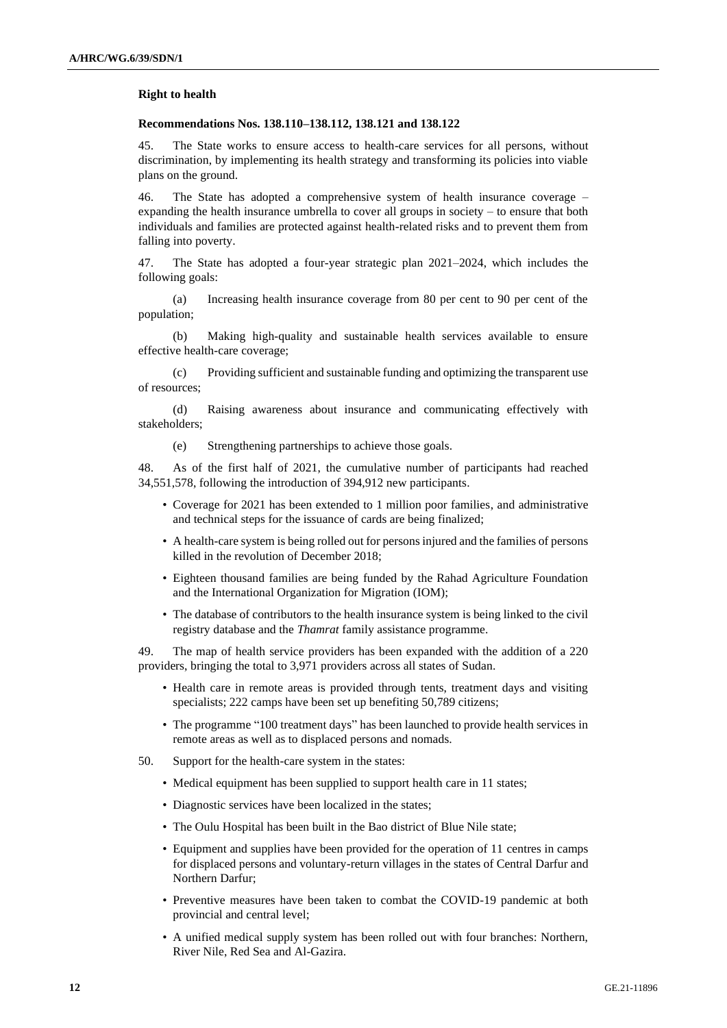### Right to health

#### Recommendations Nos. 138.110–138.112, 138.121 and 138.122

45. The State works to ensure access to health-care services for all persons, without discrimination, by implementing its health strategy and transforming its policies into viable plans on the ground.

46. The State has adopted a comprehensive system of health insurance coverage – expanding the health insurance umbrella to cover all groups in society – to ensure that both individuals and families are protected against health-related risks and to prevent them from falling into poverty.

47. The State has adopted a four-year strategic plan 2021–2024, which includes the following goals:

(a) Increasing health insurance coverage from 80 per cent to 90 per cent of the population;

(b) Making high-quality and sustainable health services available to ensure effective health-care coverage;

(c) Providing sufficient and sustainable funding and optimizing the transparent use of resources;

(d) Raising awareness about insurance and communicating effectively with stakeholders;

(e) Strengthening partnerships to achieve those goals.

48. As of the first half of 2021, the cumulative number of participants had reached 34,551,578, following the introduction of 394,912 new participants.

- Coverage for 2021 has been extended to 1 million poor families, and administrative and technical steps for the issuance of cards are being finalized;
- A health-care system is being rolled out for persons injured and the families of persons killed in the revolution of December 2018;
- Eighteen thousand families are being funded by the Rahad Agriculture Foundation and the International Organization for Migration (IOM);
- The database of contributors to the health insurance system is being linked to the civil registry database and the *Thamrat* family assistance programme.

49. The map of health service providers has been expanded with the addition of a 220 providers, bringing the total to 3,971 providers across all states of Sudan.

- Health care in remote areas is provided through tents, treatment days and visiting specialists; 222 camps have been set up benefiting 50,789 citizens;
- The programme "100 treatment days" has been launched to provide health services in remote areas as well as to displaced persons and nomads.

50. Support for the health-care system in the states:

- Medical equipment has been supplied to support health care in 11 states;
- Diagnostic services have been localized in the states;
- The Oulu Hospital has been built in the Bao district of Blue Nile state;
- Equipment and supplies have been provided for the operation of 11 centres in camps for displaced persons and voluntary-return villages in the states of Central Darfur and Northern Darfur;
- Preventive measures have been taken to combat the COVID-19 pandemic at both provincial and central level;
- A unified medical supply system has been rolled out with four branches: Northern, River Nile, Red Sea and Al-Gazira.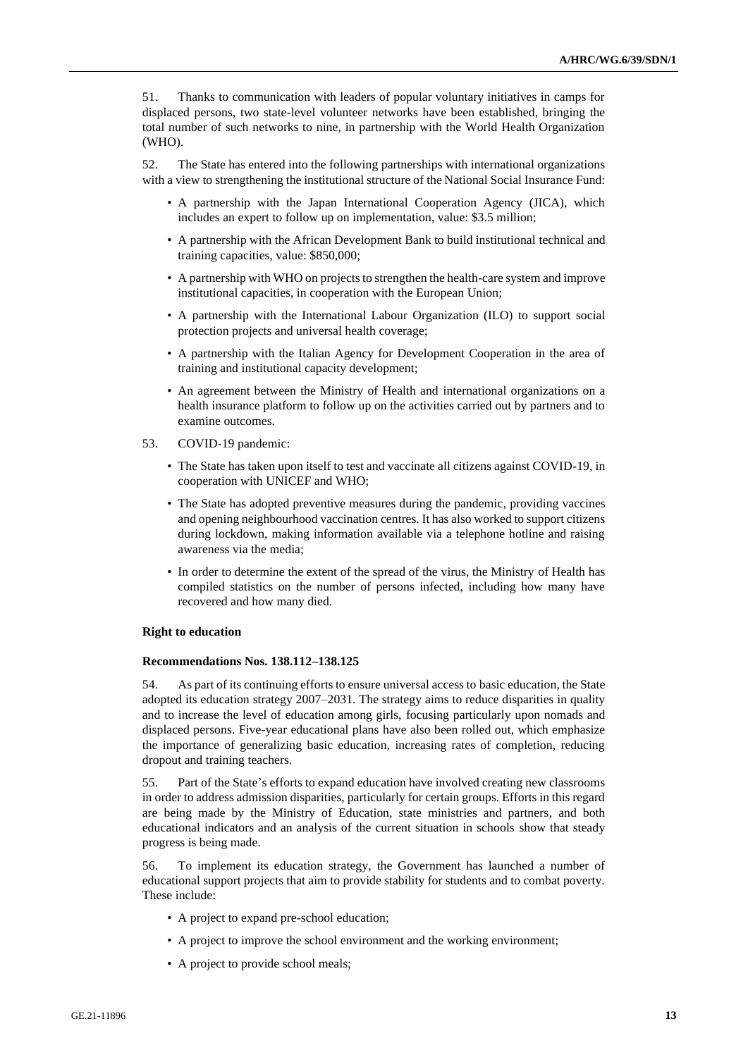51. Thanks to communication with leaders of popular voluntary initiatives in camps for displaced persons, two state-level volunteer networks have been established, bringing the total number of such networks to nine, in partnership with the World Health Organization (WHO).

52. The State has entered into the following partnerships with international organizations with a view to strengthening the institutional structure of the National Social Insurance Fund:

- A partnership with the Japan International Cooperation Agency (JICA), which includes an expert to follow up on implementation, value: $3.5 million;
- A partnership with the African Development Bank to build institutional technical and training capacities, value: $850,000;
- A partnership with WHO on projects to strengthen the health-care system and improve institutional capacities, in cooperation with the European Union;
- A partnership with the International Labour Organization (ILO) to support social protection projects and universal health coverage;
- A partnership with the Italian Agency for Development Cooperation in the area of training and institutional capacity development;
- An agreement between the Ministry of Health and international organizations on a health insurance platform to follow up on the activities carried out by partners and to examine outcomes.

53. COVID-19 pandemic:

- The State has taken upon itself to test and vaccinate all citizens against COVID-19, in cooperation with UNICEF and WHO;
- The State has adopted preventive measures during the pandemic, providing vaccines and opening neighbourhood vaccination centres. It has also worked to support citizens during lockdown, making information available via a telephone hotline and raising awareness via the media;
- In order to determine the extent of the spread of the virus, the Ministry of Health has compiled statistics on the number of persons infected, including how many have recovered and how many died.

**Right to education**

**Recommendations Nos. 138.112–138.125**

54. As part of its continuing efforts to ensure universal access to basic education, the State adopted its education strategy 2007–2031. The strategy aims to reduce disparities in quality and to increase the level of education among girls, focusing particularly upon nomads and displaced persons. Five-year educational plans have also been rolled out, which emphasize the importance of generalizing basic education, increasing rates of completion, reducing dropout and training teachers.

55. Part of the State's efforts to expand education have involved creating new classrooms in order to address admission disparities, particularly for certain groups. Efforts in this regard are being made by the Ministry of Education, state ministries and partners, and both educational indicators and an analysis of the current situation in schools show that steady progress is being made.

56. To implement its education strategy, the Government has launched a number of educational support projects that aim to provide stability for students and to combat poverty. These include:

- A project to expand pre-school education;
- A project to improve the school environment and the working environment;
- A project to provide school meals;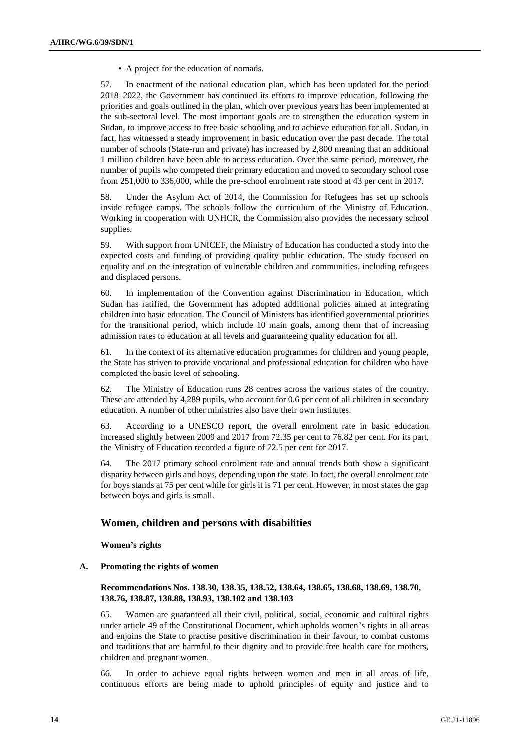- A project for the education of nomads.

57. In enactment of the national education plan, which has been updated for the period 2018–2022, the Government has continued its efforts to improve education, following the priorities and goals outlined in the plan, which over previous years has been implemented at the sub-sectoral level. The most important goals are to strengthen the education system in Sudan, to improve access to free basic schooling and to achieve education for all. Sudan, in fact, has witnessed a steady improvement in basic education over the past decade. The total number of schools (State-run and private) has increased by 2,800 meaning that an additional 1 million children have been able to access education. Over the same period, moreover, the number of pupils who competed their primary education and moved to secondary school rose from 251,000 to 336,000, while the pre-school enrolment rate stood at 43 per cent in 2017.

58. Under the Asylum Act of 2014, the Commission for Refugees has set up schools inside refugee camps. The schools follow the curriculum of the Ministry of Education. Working in cooperation with UNHCR, the Commission also provides the necessary school supplies.

59. With support from UNICEF, the Ministry of Education has conducted a study into the expected costs and funding of providing quality public education. The study focused on equality and on the integration of vulnerable children and communities, including refugees and displaced persons.

60. In implementation of the Convention against Discrimination in Education, which Sudan has ratified, the Government has adopted additional policies aimed at integrating children into basic education. The Council of Ministers has identified governmental priorities for the transitional period, which include 10 main goals, among them that of increasing admission rates to education at all levels and guaranteeing quality education for all.

61. In the context of its alternative education programmes for children and young people, the State has striven to provide vocational and professional education for children who have completed the basic level of schooling.

62. The Ministry of Education runs 28 centres across the various states of the country. These are attended by 4,289 pupils, who account for 0.6 per cent of all children in secondary education. A number of other ministries also have their own institutes.

63. According to a UNESCO report, the overall enrolment rate in basic education increased slightly between 2009 and 2017 from 72.35 per cent to 76.82 per cent. For its part, the Ministry of Education recorded a figure of 72.5 per cent for 2017.

64. The 2017 primary school enrolment rate and annual trends both show a significant disparity between girls and boys, depending upon the state. In fact, the overall enrolment rate for boys stands at 75 per cent while for girls it is 71 per cent. However, in most states the gap between boys and girls is small.

## Women, children and persons with disabilities

**Women's rights**

### A. Promoting the rights of women

**Recommendations Nos. 138.30, 138.35, 138.52, 138.64, 138.65, 138.68, 138.69, 138.70, 138.76, 138.87, 138.88, 138.93, 138.102 and 138.103**

65. Women are guaranteed all their civil, political, social, economic and cultural rights under article 49 of the Constitutional Document, which upholds women's rights in all areas and enjoins the State to practise positive discrimination in their favour, to combat customs and traditions that are harmful to their dignity and to provide free health care for mothers, children and pregnant women.

66. In order to achieve equal rights between women and men in all areas of life, continuous efforts are being made to uphold principles of equity and justice and to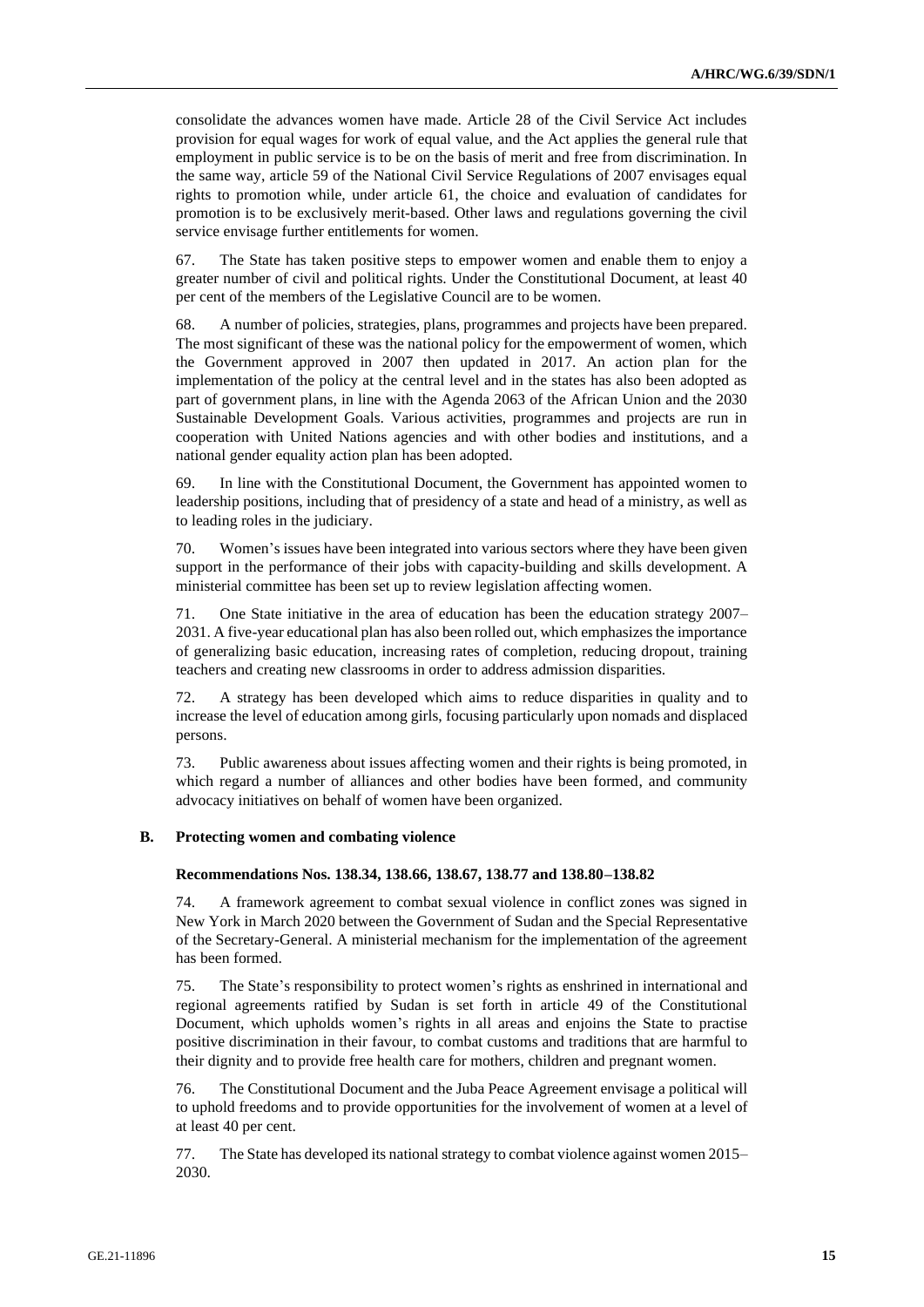consolidate the advances women have made. Article 28 of the Civil Service Act includes provision for equal wages for work of equal value, and the Act applies the general rule that employment in public service is to be on the basis of merit and free from discrimination. In the same way, article 59 of the National Civil Service Regulations of 2007 envisages equal rights to promotion while, under article 61, the choice and evaluation of candidates for promotion is to be exclusively merit-based. Other laws and regulations governing the civil service envisage further entitlements for women.

67. The State has taken positive steps to empower women and enable them to enjoy a greater number of civil and political rights. Under the Constitutional Document, at least 40 per cent of the members of the Legislative Council are to be women.

68. A number of policies, strategies, plans, programmes and projects have been prepared. The most significant of these was the national policy for the empowerment of women, which the Government approved in 2007 then updated in 2017. An action plan for the implementation of the policy at the central level and in the states has also been adopted as part of government plans, in line with the Agenda 2063 of the African Union and the 2030 Sustainable Development Goals. Various activities, programmes and projects are run in cooperation with United Nations agencies and with other bodies and institutions, and a national gender equality action plan has been adopted.

69. In line with the Constitutional Document, the Government has appointed women to leadership positions, including that of presidency of a state and head of a ministry, as well as to leading roles in the judiciary.

70. Women's issues have been integrated into various sectors where they have been given support in the performance of their jobs with capacity-building and skills development. A ministerial committee has been set up to review legislation affecting women.

71. One State initiative in the area of education has been the education strategy 2007–2031. A five-year educational plan has also been rolled out, which emphasizes the importance of generalizing basic education, increasing rates of completion, reducing dropout, training teachers and creating new classrooms in order to address admission disparities.

72. A strategy has been developed which aims to reduce disparities in quality and to increase the level of education among girls, focusing particularly upon nomads and displaced persons.

73. Public awareness about issues affecting women and their rights is being promoted, in which regard a number of alliances and other bodies have been formed, and community advocacy initiatives on behalf of women have been organized.

## B. Protecting women and combating violence

### Recommendations Nos. 138.34, 138.66, 138.67, 138.77 and 138.80–138.82

74. A framework agreement to combat sexual violence in conflict zones was signed in New York in March 2020 between the Government of Sudan and the Special Representative of the Secretary-General. A ministerial mechanism for the implementation of the agreement has been formed.

75. The State's responsibility to protect women's rights as enshrined in international and regional agreements ratified by Sudan is set forth in article 49 of the Constitutional Document, which upholds women's rights in all areas and enjoins the State to practise positive discrimination in their favour, to combat customs and traditions that are harmful to their dignity and to provide free health care for mothers, children and pregnant women.

76. The Constitutional Document and the Juba Peace Agreement envisage a political will to uphold freedoms and to provide opportunities for the involvement of women at a level of at least 40 per cent.

77. The State has developed its national strategy to combat violence against women 2015–2030.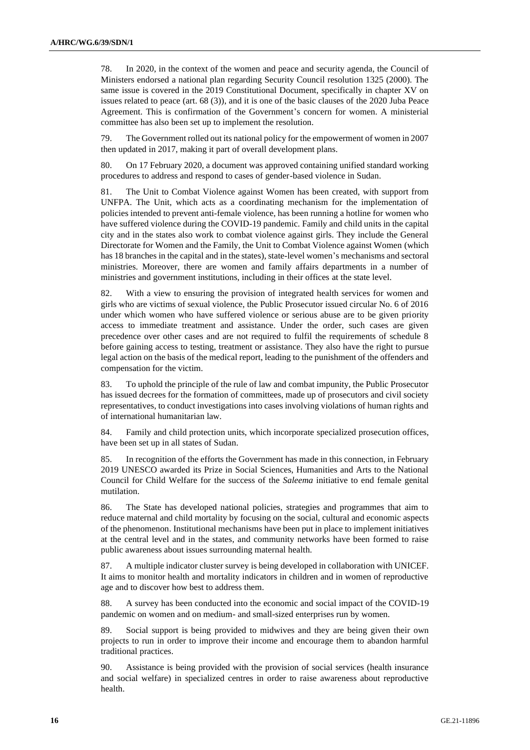78. In 2020, in the context of the women and peace and security agenda, the Council of Ministers endorsed a national plan regarding Security Council resolution 1325 (2000). The same issue is covered in the 2019 Constitutional Document, specifically in chapter XV on issues related to peace (art. 68 (3)), and it is one of the basic clauses of the 2020 Juba Peace Agreement. This is confirmation of the Government's concern for women. A ministerial committee has also been set up to implement the resolution.

79. The Government rolled out its national policy for the empowerment of women in 2007 then updated in 2017, making it part of overall development plans.

80. On 17 February 2020, a document was approved containing unified standard working procedures to address and respond to cases of gender-based violence in Sudan.

81. The Unit to Combat Violence against Women has been created, with support from UNFPA. The Unit, which acts as a coordinating mechanism for the implementation of policies intended to prevent anti-female violence, has been running a hotline for women who have suffered violence during the COVID-19 pandemic. Family and child units in the capital city and in the states also work to combat violence against girls. They include the General Directorate for Women and the Family, the Unit to Combat Violence against Women (which has 18 branches in the capital and in the states), state-level women's mechanisms and sectoral ministries. Moreover, there are women and family affairs departments in a number of ministries and government institutions, including in their offices at the state level.

82. With a view to ensuring the provision of integrated health services for women and girls who are victims of sexual violence, the Public Prosecutor issued circular No. 6 of 2016 under which women who have suffered violence or serious abuse are to be given priority access to immediate treatment and assistance. Under the order, such cases are given precedence over other cases and are not required to fulfil the requirements of schedule 8 before gaining access to testing, treatment or assistance. They also have the right to pursue legal action on the basis of the medical report, leading to the punishment of the offenders and compensation for the victim.

83. To uphold the principle of the rule of law and combat impunity, the Public Prosecutor has issued decrees for the formation of committees, made up of prosecutors and civil society representatives, to conduct investigations into cases involving violations of human rights and of international humanitarian law.

84. Family and child protection units, which incorporate specialized prosecution offices, have been set up in all states of Sudan.

85. In recognition of the efforts the Government has made in this connection, in February 2019 UNESCO awarded its Prize in Social Sciences, Humanities and Arts to the National Council for Child Welfare for the success of the *Saleema* initiative to end female genital mutilation.

86. The State has developed national policies, strategies and programmes that aim to reduce maternal and child mortality by focusing on the social, cultural and economic aspects of the phenomenon. Institutional mechanisms have been put in place to implement initiatives at the central level and in the states, and community networks have been formed to raise public awareness about issues surrounding maternal health.

87. A multiple indicator cluster survey is being developed in collaboration with UNICEF. It aims to monitor health and mortality indicators in children and in women of reproductive age and to discover how best to address them.

88. A survey has been conducted into the economic and social impact of the COVID-19 pandemic on women and on medium- and small-sized enterprises run by women.

89. Social support is being provided to midwives and they are being given their own projects to run in order to improve their income and encourage them to abandon harmful traditional practices.

90. Assistance is being provided with the provision of social services (health insurance and social welfare) in specialized centres in order to raise awareness about reproductive health.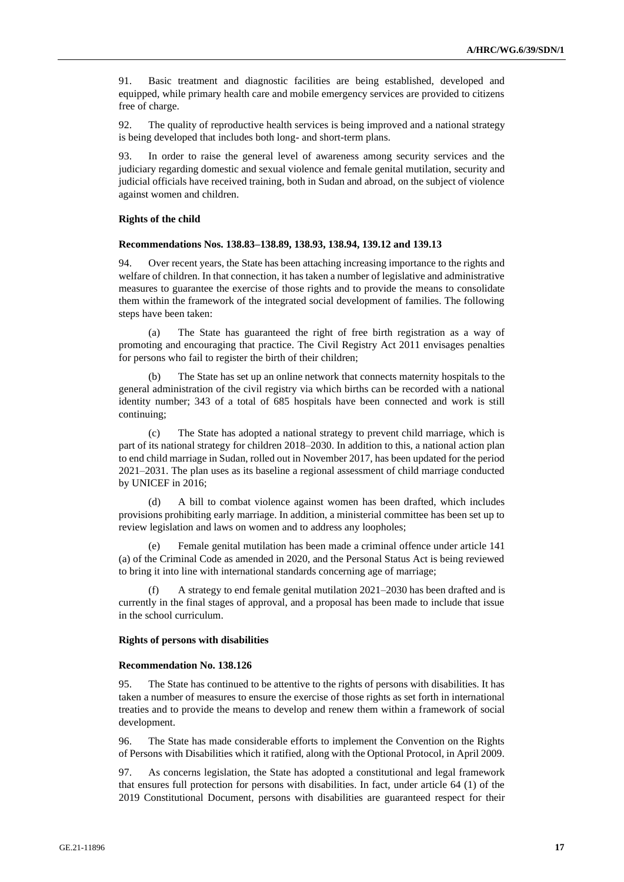91. Basic treatment and diagnostic facilities are being established, developed and equipped, while primary health care and mobile emergency services are provided to citizens free of charge.

92. The quality of reproductive health services is being improved and a national strategy is being developed that includes both long- and short-term plans.

93. In order to raise the general level of awareness among security services and the judiciary regarding domestic and sexual violence and female genital mutilation, security and judicial officials have received training, both in Sudan and abroad, on the subject of violence against women and children.

### Rights of the child

#### Recommendations Nos. 138.83–138.89, 138.93, 138.94, 139.12 and 139.13

94. Over recent years, the State has been attaching increasing importance to the rights and welfare of children. In that connection, it has taken a number of legislative and administrative measures to guarantee the exercise of those rights and to provide the means to consolidate them within the framework of the integrated social development of families. The following steps have been taken:

(a) The State has guaranteed the right of free birth registration as a way of promoting and encouraging that practice. The Civil Registry Act 2011 envisages penalties for persons who fail to register the birth of their children;

(b) The State has set up an online network that connects maternity hospitals to the general administration of the civil registry via which births can be recorded with a national identity number; 343 of a total of 685 hospitals have been connected and work is still continuing;

(c) The State has adopted a national strategy to prevent child marriage, which is part of its national strategy for children 2018–2030. In addition to this, a national action plan to end child marriage in Sudan, rolled out in November 2017, has been updated for the period 2021–2031. The plan uses as its baseline a regional assessment of child marriage conducted by UNICEF in 2016;

(d) A bill to combat violence against women has been drafted, which includes provisions prohibiting early marriage. In addition, a ministerial committee has been set up to review legislation and laws on women and to address any loopholes;

(e) Female genital mutilation has been made a criminal offence under article 141 (a) of the Criminal Code as amended in 2020, and the Personal Status Act is being reviewed to bring it into line with international standards concerning age of marriage;

(f) A strategy to end female genital mutilation 2021–2030 has been drafted and is currently in the final stages of approval, and a proposal has been made to include that issue in the school curriculum.

### Rights of persons with disabilities

#### Recommendation No. 138.126

95. The State has continued to be attentive to the rights of persons with disabilities. It has taken a number of measures to ensure the exercise of those rights as set forth in international treaties and to provide the means to develop and renew them within a framework of social development.

96. The State has made considerable efforts to implement the Convention on the Rights of Persons with Disabilities which it ratified, along with the Optional Protocol, in April 2009.

97. As concerns legislation, the State has adopted a constitutional and legal framework that ensures full protection for persons with disabilities. In fact, under article 64 (1) of the 2019 Constitutional Document, persons with disabilities are guaranteed respect for their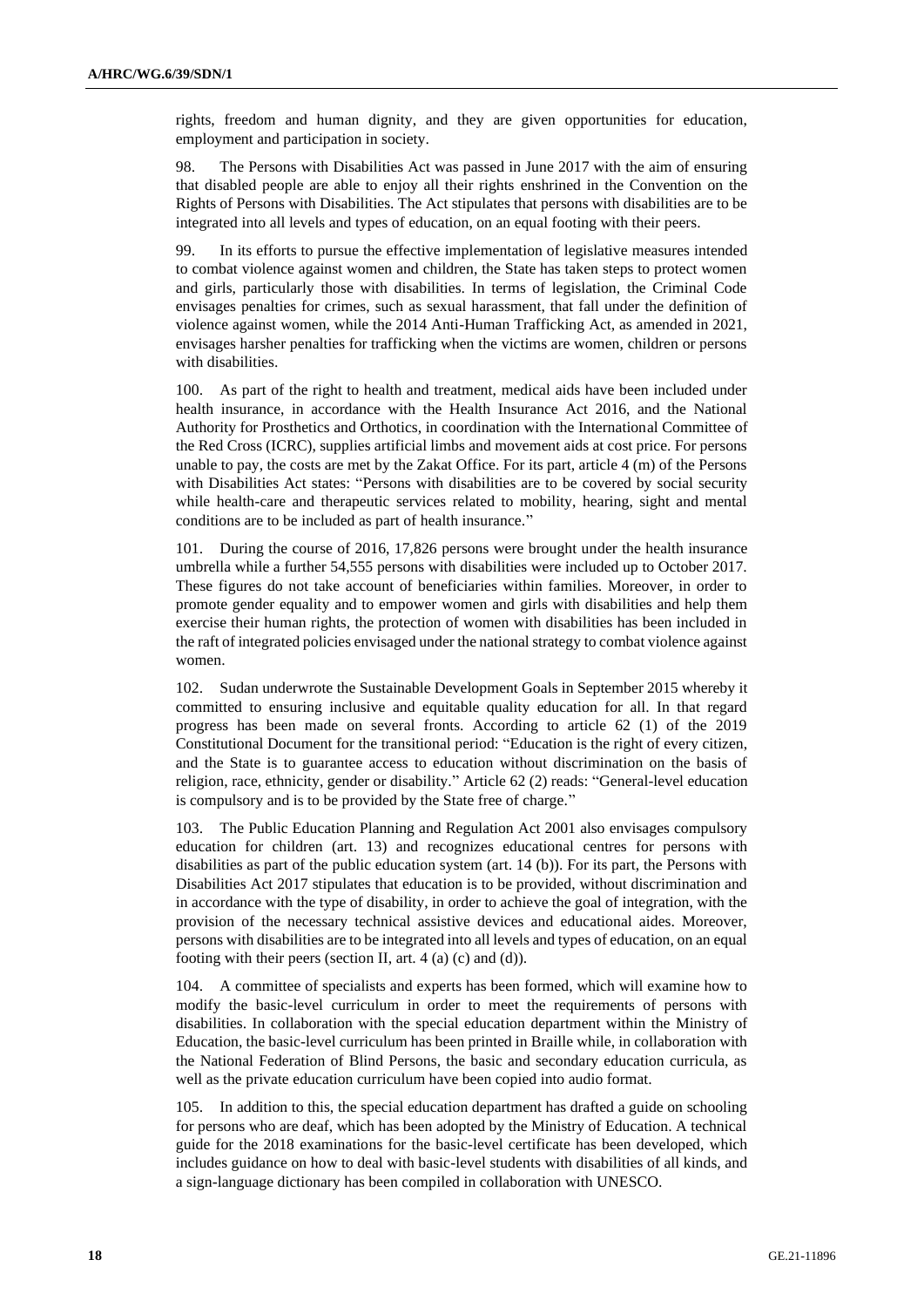rights, freedom and human dignity, and they are given opportunities for education, employment and participation in society.

98. The Persons with Disabilities Act was passed in June 2017 with the aim of ensuring that disabled people are able to enjoy all their rights enshrined in the Convention on the Rights of Persons with Disabilities. The Act stipulates that persons with disabilities are to be integrated into all levels and types of education, on an equal footing with their peers.

99. In its efforts to pursue the effective implementation of legislative measures intended to combat violence against women and children, the State has taken steps to protect women and girls, particularly those with disabilities. In terms of legislation, the Criminal Code envisages penalties for crimes, such as sexual harassment, that fall under the definition of violence against women, while the 2014 Anti-Human Trafficking Act, as amended in 2021, envisages harsher penalties for trafficking when the victims are women, children or persons with disabilities.

100. As part of the right to health and treatment, medical aids have been included under health insurance, in accordance with the Health Insurance Act 2016, and the National Authority for Prosthetics and Orthotics, in coordination with the International Committee of the Red Cross (ICRC), supplies artificial limbs and movement aids at cost price. For persons unable to pay, the costs are met by the Zakat Office. For its part, article 4 (m) of the Persons with Disabilities Act states: "Persons with disabilities are to be covered by social security while health-care and therapeutic services related to mobility, hearing, sight and mental conditions are to be included as part of health insurance."

101. During the course of 2016, 17,826 persons were brought under the health insurance umbrella while a further 54,555 persons with disabilities were included up to October 2017. These figures do not take account of beneficiaries within families. Moreover, in order to promote gender equality and to empower women and girls with disabilities and help them exercise their human rights, the protection of women with disabilities has been included in the raft of integrated policies envisaged under the national strategy to combat violence against women.

102. Sudan underwrote the Sustainable Development Goals in September 2015 whereby it committed to ensuring inclusive and equitable quality education for all. In that regard progress has been made on several fronts. According to article 62 (1) of the 2019 Constitutional Document for the transitional period: "Education is the right of every citizen, and the State is to guarantee access to education without discrimination on the basis of religion, race, ethnicity, gender or disability." Article 62 (2) reads: "General-level education is compulsory and is to be provided by the State free of charge."

103. The Public Education Planning and Regulation Act 2001 also envisages compulsory education for children (art. 13) and recognizes educational centres for persons with disabilities as part of the public education system (art. 14 (b)). For its part, the Persons with Disabilities Act 2017 stipulates that education is to be provided, without discrimination and in accordance with the type of disability, in order to achieve the goal of integration, with the provision of the necessary technical assistive devices and educational aides. Moreover, persons with disabilities are to be integrated into all levels and types of education, on an equal footing with their peers (section II, art. 4 (a) (c) and (d)).

104. A committee of specialists and experts has been formed, which will examine how to modify the basic-level curriculum in order to meet the requirements of persons with disabilities. In collaboration with the special education department within the Ministry of Education, the basic-level curriculum has been printed in Braille while, in collaboration with the National Federation of Blind Persons, the basic and secondary education curricula, as well as the private education curriculum have been copied into audio format.

105. In addition to this, the special education department has drafted a guide on schooling for persons who are deaf, which has been adopted by the Ministry of Education. A technical guide for the 2018 examinations for the basic-level certificate has been developed, which includes guidance on how to deal with basic-level students with disabilities of all kinds, and a sign-language dictionary has been compiled in collaboration with UNESCO.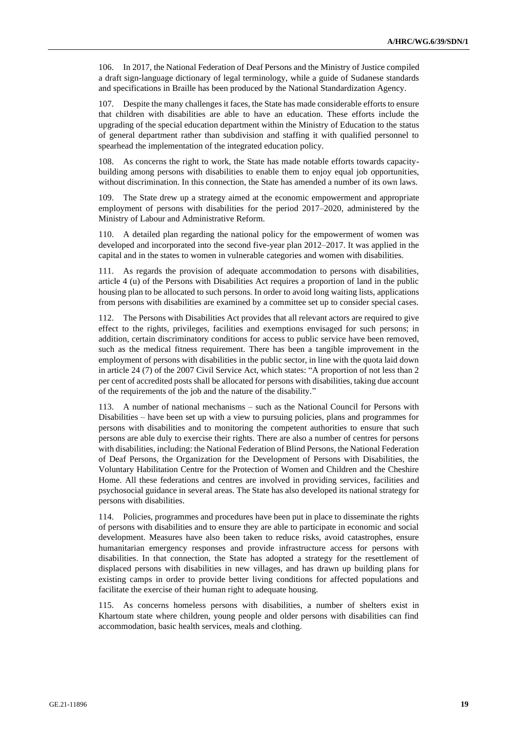106. In 2017, the National Federation of Deaf Persons and the Ministry of Justice compiled a draft sign-language dictionary of legal terminology, while a guide of Sudanese standards and specifications in Braille has been produced by the National Standardization Agency.

107. Despite the many challenges it faces, the State has made considerable efforts to ensure that children with disabilities are able to have an education. These efforts include the upgrading of the special education department within the Ministry of Education to the status of general department rather than subdivision and staffing it with qualified personnel to spearhead the implementation of the integrated education policy.

108. As concerns the right to work, the State has made notable efforts towards capacity-building among persons with disabilities to enable them to enjoy equal job opportunities, without discrimination. In this connection, the State has amended a number of its own laws.

109. The State drew up a strategy aimed at the economic empowerment and appropriate employment of persons with disabilities for the period 2017–2020, administered by the Ministry of Labour and Administrative Reform.

110. A detailed plan regarding the national policy for the empowerment of women was developed and incorporated into the second five-year plan 2012–2017. It was applied in the capital and in the states to women in vulnerable categories and women with disabilities.

111. As regards the provision of adequate accommodation to persons with disabilities, article 4 (u) of the Persons with Disabilities Act requires a proportion of land in the public housing plan to be allocated to such persons. In order to avoid long waiting lists, applications from persons with disabilities are examined by a committee set up to consider special cases.

112. The Persons with Disabilities Act provides that all relevant actors are required to give effect to the rights, privileges, facilities and exemptions envisaged for such persons; in addition, certain discriminatory conditions for access to public service have been removed, such as the medical fitness requirement. There has been a tangible improvement in the employment of persons with disabilities in the public sector, in line with the quota laid down in article 24 (7) of the 2007 Civil Service Act, which states: "A proportion of not less than 2 per cent of accredited posts shall be allocated for persons with disabilities, taking due account of the requirements of the job and the nature of the disability."

113. A number of national mechanisms – such as the National Council for Persons with Disabilities – have been set up with a view to pursuing policies, plans and programmes for persons with disabilities and to monitoring the competent authorities to ensure that such persons are able duly to exercise their rights. There are also a number of centres for persons with disabilities, including: the National Federation of Blind Persons, the National Federation of Deaf Persons, the Organization for the Development of Persons with Disabilities, the Voluntary Habilitation Centre for the Protection of Women and Children and the Cheshire Home. All these federations and centres are involved in providing services, facilities and psychosocial guidance in several areas. The State has also developed its national strategy for persons with disabilities.

114. Policies, programmes and procedures have been put in place to disseminate the rights of persons with disabilities and to ensure they are able to participate in economic and social development. Measures have also been taken to reduce risks, avoid catastrophes, ensure humanitarian emergency responses and provide infrastructure access for persons with disabilities. In that connection, the State has adopted a strategy for the resettlement of displaced persons with disabilities in new villages, and has drawn up building plans for existing camps in order to provide better living conditions for affected populations and facilitate the exercise of their human right to adequate housing.

115. As concerns homeless persons with disabilities, a number of shelters exist in Khartoum state where children, young people and older persons with disabilities can find accommodation, basic health services, meals and clothing.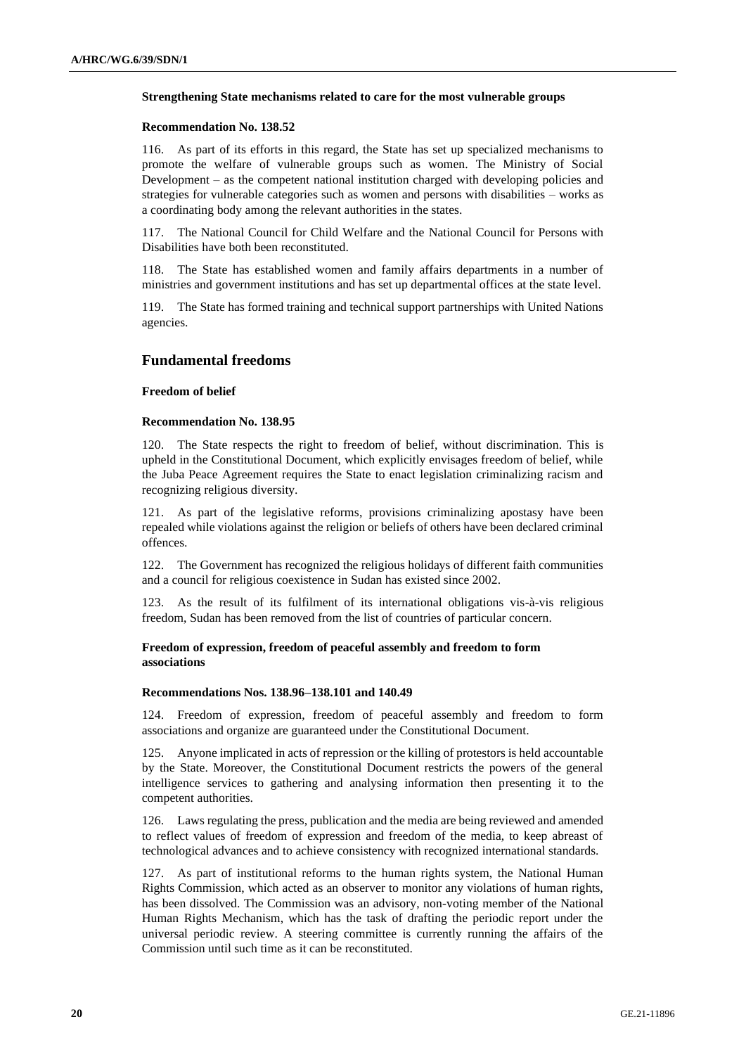**Strengthening State mechanisms related to care for the most vulnerable groups**

**Recommendation No. 138.52**

116. As part of its efforts in this regard, the State has set up specialized mechanisms to promote the welfare of vulnerable groups such as women. The Ministry of Social Development – as the competent national institution charged with developing policies and strategies for vulnerable categories such as women and persons with disabilities – works as a coordinating body among the relevant authorities in the states.

117. The National Council for Child Welfare and the National Council for Persons with Disabilities have both been reconstituted.

118. The State has established women and family affairs departments in a number of ministries and government institutions and has set up departmental offices at the state level.

119. The State has formed training and technical support partnerships with United Nations agencies.

## Fundamental freedoms

**Freedom of belief**

**Recommendation No. 138.95**

120. The State respects the right to freedom of belief, without discrimination. This is upheld in the Constitutional Document, which explicitly envisages freedom of belief, while the Juba Peace Agreement requires the State to enact legislation criminalizing racism and recognizing religious diversity.

121. As part of the legislative reforms, provisions criminalizing apostasy have been repealed while violations against the religion or beliefs of others have been declared criminal offences.

122. The Government has recognized the religious holidays of different faith communities and a council for religious coexistence in Sudan has existed since 2002.

123. As the result of its fulfilment of its international obligations vis-à-vis religious freedom, Sudan has been removed from the list of countries of particular concern.

**Freedom of expression, freedom of peaceful assembly and freedom to form associations**

**Recommendations Nos. 138.96–138.101 and 140.49**

124. Freedom of expression, freedom of peaceful assembly and freedom to form associations and organize are guaranteed under the Constitutional Document.

125. Anyone implicated in acts of repression or the killing of protestors is held accountable by the State. Moreover, the Constitutional Document restricts the powers of the general intelligence services to gathering and analysing information then presenting it to the competent authorities.

126. Laws regulating the press, publication and the media are being reviewed and amended to reflect values of freedom of expression and freedom of the media, to keep abreast of technological advances and to achieve consistency with recognized international standards.

127. As part of institutional reforms to the human rights system, the National Human Rights Commission, which acted as an observer to monitor any violations of human rights, has been dissolved. The Commission was an advisory, non-voting member of the National Human Rights Mechanism, which has the task of drafting the periodic report under the universal periodic review. A steering committee is currently running the affairs of the Commission until such time as it can be reconstituted.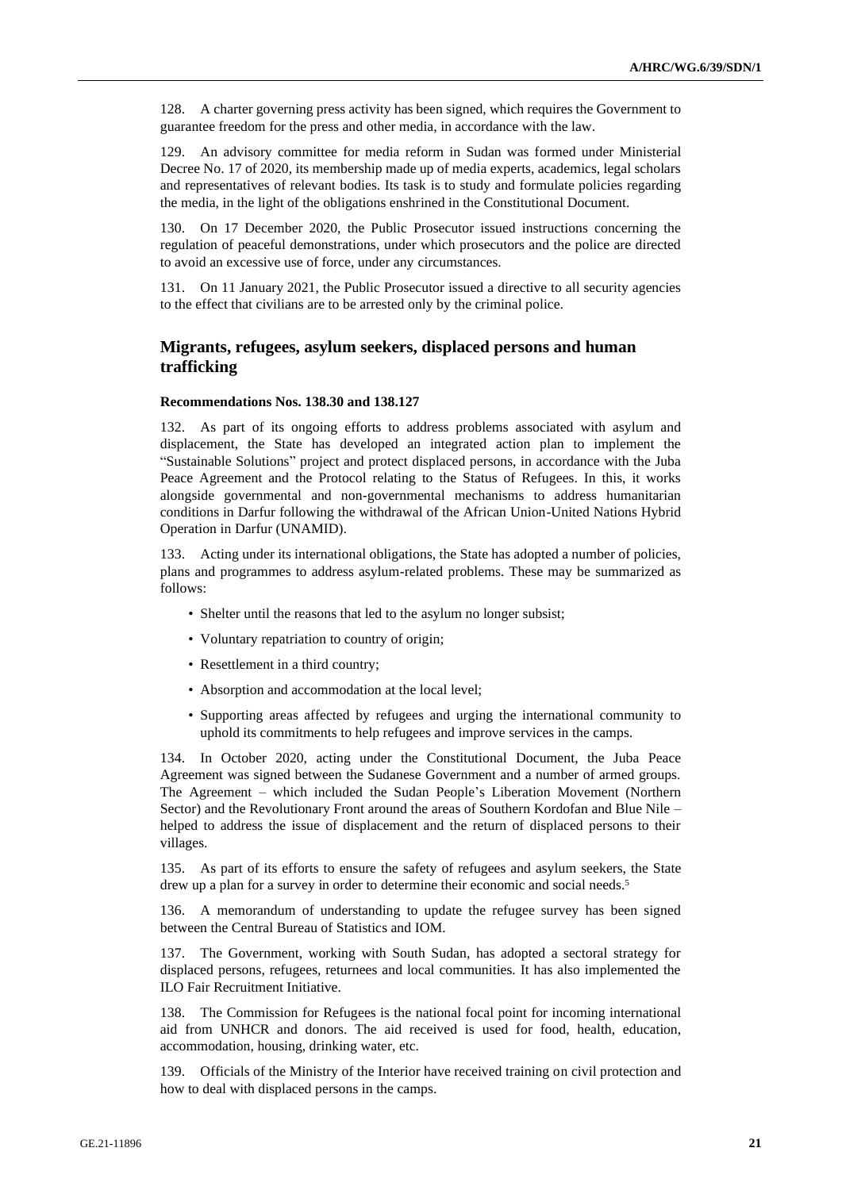128. A charter governing press activity has been signed, which requires the Government to guarantee freedom for the press and other media, in accordance with the law.

129. An advisory committee for media reform in Sudan was formed under Ministerial Decree No. 17 of 2020, its membership made up of media experts, academics, legal scholars and representatives of relevant bodies. Its task is to study and formulate policies regarding the media, in the light of the obligations enshrined in the Constitutional Document.

130. On 17 December 2020, the Public Prosecutor issued instructions concerning the regulation of peaceful demonstrations, under which prosecutors and the police are directed to avoid an excessive use of force, under any circumstances.

131. On 11 January 2021, the Public Prosecutor issued a directive to all security agencies to the effect that civilians are to be arrested only by the criminal police.

## Migrants, refugees, asylum seekers, displaced persons and human trafficking

#### Recommendations Nos. 138.30 and 138.127

132. As part of its ongoing efforts to address problems associated with asylum and displacement, the State has developed an integrated action plan to implement the "Sustainable Solutions" project and protect displaced persons, in accordance with the Juba Peace Agreement and the Protocol relating to the Status of Refugees. In this, it works alongside governmental and non-governmental mechanisms to address humanitarian conditions in Darfur following the withdrawal of the African Union-United Nations Hybrid Operation in Darfur (UNAMID).

133. Acting under its international obligations, the State has adopted a number of policies, plans and programmes to address asylum-related problems. These may be summarized as follows:

- Shelter until the reasons that led to the asylum no longer subsist;
- Voluntary repatriation to country of origin;
- Resettlement in a third country;
- Absorption and accommodation at the local level;
- Supporting areas affected by refugees and urging the international community to uphold its commitments to help refugees and improve services in the camps.

134. In October 2020, acting under the Constitutional Document, the Juba Peace Agreement was signed between the Sudanese Government and a number of armed groups. The Agreement – which included the Sudan People's Liberation Movement (Northern Sector) and the Revolutionary Front around the areas of Southern Kordofan and Blue Nile – helped to address the issue of displacement and the return of displaced persons to their villages.

135. As part of its efforts to ensure the safety of refugees and asylum seekers, the State drew up a plan for a survey in order to determine their economic and social needs.[5]

136. A memorandum of understanding to update the refugee survey has been signed between the Central Bureau of Statistics and IOM.

137. The Government, working with South Sudan, has adopted a sectoral strategy for displaced persons, refugees, returnees and local communities. It has also implemented the ILO Fair Recruitment Initiative.

138. The Commission for Refugees is the national focal point for incoming international aid from UNHCR and donors. The aid received is used for food, health, education, accommodation, housing, drinking water, etc.

139. Officials of the Ministry of the Interior have received training on civil protection and how to deal with displaced persons in the camps.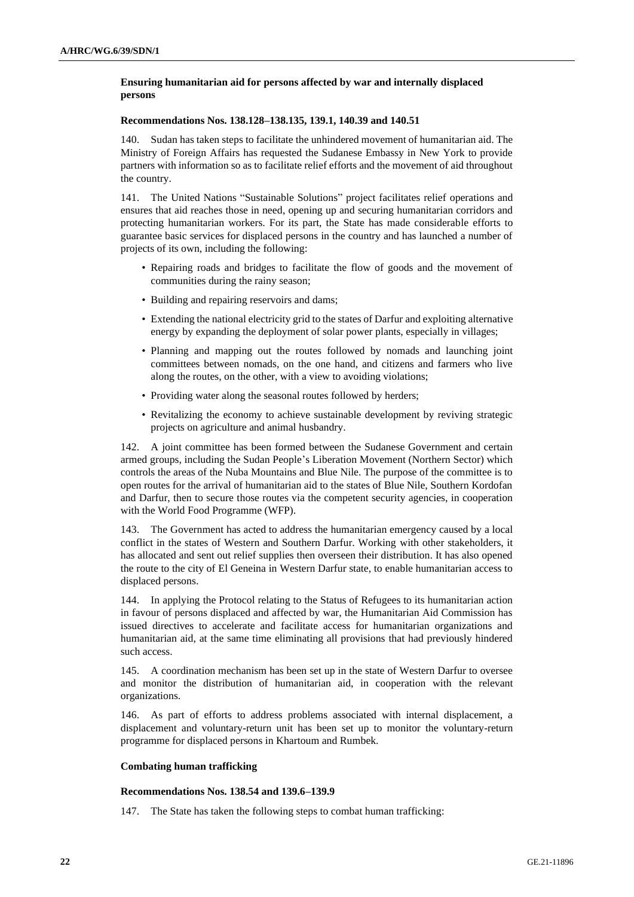**Ensuring humanitarian aid for persons affected by war and internally displaced persons**

**Recommendations Nos. 138.128–138.135, 139.1, 140.39 and 140.51**

140. Sudan has taken steps to facilitate the unhindered movement of humanitarian aid. The Ministry of Foreign Affairs has requested the Sudanese Embassy in New York to provide partners with information so as to facilitate relief efforts and the movement of aid throughout the country.

141. The United Nations "Sustainable Solutions" project facilitates relief operations and ensures that aid reaches those in need, opening up and securing humanitarian corridors and protecting humanitarian workers. For its part, the State has made considerable efforts to guarantee basic services for displaced persons in the country and has launched a number of projects of its own, including the following:

- Repairing roads and bridges to facilitate the flow of goods and the movement of communities during the rainy season;
- Building and repairing reservoirs and dams;
- Extending the national electricity grid to the states of Darfur and exploiting alternative energy by expanding the deployment of solar power plants, especially in villages;
- Planning and mapping out the routes followed by nomads and launching joint committees between nomads, on the one hand, and citizens and farmers who live along the routes, on the other, with a view to avoiding violations;
- Providing water along the seasonal routes followed by herders;
- Revitalizing the economy to achieve sustainable development by reviving strategic projects on agriculture and animal husbandry.

142. A joint committee has been formed between the Sudanese Government and certain armed groups, including the Sudan People's Liberation Movement (Northern Sector) which controls the areas of the Nuba Mountains and Blue Nile. The purpose of the committee is to open routes for the arrival of humanitarian aid to the states of Blue Nile, Southern Kordofan and Darfur, then to secure those routes via the competent security agencies, in cooperation with the World Food Programme (WFP).

143. The Government has acted to address the humanitarian emergency caused by a local conflict in the states of Western and Southern Darfur. Working with other stakeholders, it has allocated and sent out relief supplies then overseen their distribution. It has also opened the route to the city of El Geneina in Western Darfur state, to enable humanitarian access to displaced persons.

144. In applying the Protocol relating to the Status of Refugees to its humanitarian action in favour of persons displaced and affected by war, the Humanitarian Aid Commission has issued directives to accelerate and facilitate access for humanitarian organizations and humanitarian aid, at the same time eliminating all provisions that had previously hindered such access.

145. A coordination mechanism has been set up in the state of Western Darfur to oversee and monitor the distribution of humanitarian aid, in cooperation with the relevant organizations.

146. As part of efforts to address problems associated with internal displacement, a displacement and voluntary-return unit has been set up to monitor the voluntary-return programme for displaced persons in Khartoum and Rumbek.

**Combating human trafficking**

**Recommendations Nos. 138.54 and 139.6–139.9**

147. The State has taken the following steps to combat human trafficking: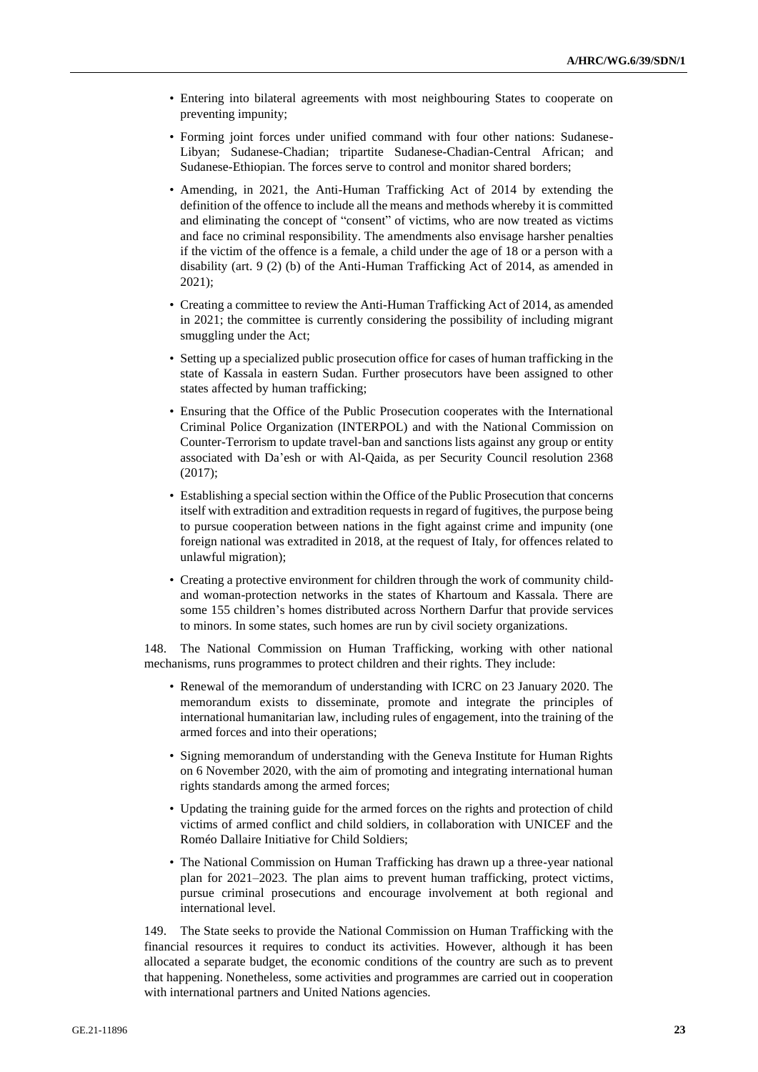- Entering into bilateral agreements with most neighbouring States to cooperate on preventing impunity;
- Forming joint forces under unified command with four other nations: Sudanese-Libyan; Sudanese-Chadian; tripartite Sudanese-Chadian-Central African; and Sudanese-Ethiopian. The forces serve to control and monitor shared borders;
- Amending, in 2021, the Anti-Human Trafficking Act of 2014 by extending the definition of the offence to include all the means and methods whereby it is committed and eliminating the concept of "consent" of victims, who are now treated as victims and face no criminal responsibility. The amendments also envisage harsher penalties if the victim of the offence is a female, a child under the age of 18 or a person with a disability (art. 9 (2) (b) of the Anti-Human Trafficking Act of 2014, as amended in 2021);
- Creating a committee to review the Anti-Human Trafficking Act of 2014, as amended in 2021; the committee is currently considering the possibility of including migrant smuggling under the Act;
- Setting up a specialized public prosecution office for cases of human trafficking in the state of Kassala in eastern Sudan. Further prosecutors have been assigned to other states affected by human trafficking;
- Ensuring that the Office of the Public Prosecution cooperates with the International Criminal Police Organization (INTERPOL) and with the National Commission on Counter-Terrorism to update travel-ban and sanctions lists against any group or entity associated with Da'esh or with Al-Qaida, as per Security Council resolution 2368 (2017);
- Establishing a special section within the Office of the Public Prosecution that concerns itself with extradition and extradition requests in regard of fugitives, the purpose being to pursue cooperation between nations in the fight against crime and impunity (one foreign national was extradited in 2018, at the request of Italy, for offences related to unlawful migration);
- Creating a protective environment for children through the work of community child- and woman-protection networks in the states of Khartoum and Kassala. There are some 155 children's homes distributed across Northern Darfur that provide services to minors. In some states, such homes are run by civil society organizations.

148. The National Commission on Human Trafficking, working with other national mechanisms, runs programmes to protect children and their rights. They include:

- Renewal of the memorandum of understanding with ICRC on 23 January 2020. The memorandum exists to disseminate, promote and integrate the principles of international humanitarian law, including rules of engagement, into the training of the armed forces and into their operations;
- Signing memorandum of understanding with the Geneva Institute for Human Rights on 6 November 2020, with the aim of promoting and integrating international human rights standards among the armed forces;
- Updating the training guide for the armed forces on the rights and protection of child victims of armed conflict and child soldiers, in collaboration with UNICEF and the Roméo Dallaire Initiative for Child Soldiers;
- The National Commission on Human Trafficking has drawn up a three-year national plan for 2021–2023. The plan aims to prevent human trafficking, protect victims, pursue criminal prosecutions and encourage involvement at both regional and international level.

149. The State seeks to provide the National Commission on Human Trafficking with the financial resources it requires to conduct its activities. However, although it has been allocated a separate budget, the economic conditions of the country are such as to prevent that happening. Nonetheless, some activities and programmes are carried out in cooperation with international partners and United Nations agencies.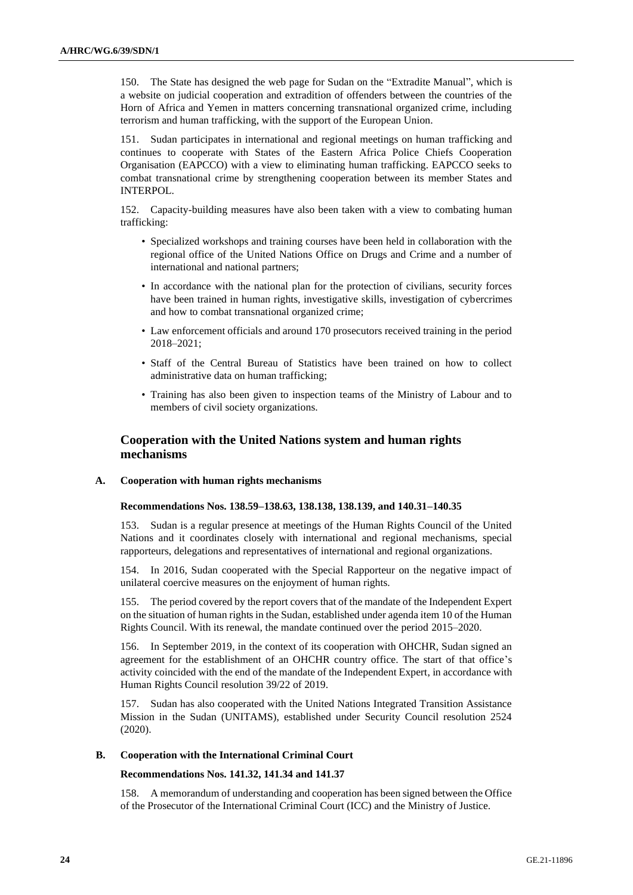150. The State has designed the web page for Sudan on the "Extradite Manual", which is a website on judicial cooperation and extradition of offenders between the countries of the Horn of Africa and Yemen in matters concerning transnational organized crime, including terrorism and human trafficking, with the support of the European Union.

151. Sudan participates in international and regional meetings on human trafficking and continues to cooperate with States of the Eastern Africa Police Chiefs Cooperation Organisation (EAPCCO) with a view to eliminating human trafficking. EAPCCO seeks to combat transnational crime by strengthening cooperation between its member States and INTERPOL.

152. Capacity-building measures have also been taken with a view to combating human trafficking:

- Specialized workshops and training courses have been held in collaboration with the regional office of the United Nations Office on Drugs and Crime and a number of international and national partners;
- In accordance with the national plan for the protection of civilians, security forces have been trained in human rights, investigative skills, investigation of cybercrimes and how to combat transnational organized crime;
- Law enforcement officials and around 170 prosecutors received training in the period 2018–2021;
- Staff of the Central Bureau of Statistics have been trained on how to collect administrative data on human trafficking;
- Training has also been given to inspection teams of the Ministry of Labour and to members of civil society organizations.

## Cooperation with the United Nations system and human rights mechanisms

### A. Cooperation with human rights mechanisms

#### Recommendations Nos. 138.59–138.63, 138.138, 138.139, and 140.31–140.35

153. Sudan is a regular presence at meetings of the Human Rights Council of the United Nations and it coordinates closely with international and regional mechanisms, special rapporteurs, delegations and representatives of international and regional organizations.

154. In 2016, Sudan cooperated with the Special Rapporteur on the negative impact of unilateral coercive measures on the enjoyment of human rights.

155. The period covered by the report covers that of the mandate of the Independent Expert on the situation of human rights in the Sudan, established under agenda item 10 of the Human Rights Council. With its renewal, the mandate continued over the period 2015–2020.

156. In September 2019, in the context of its cooperation with OHCHR, Sudan signed an agreement for the establishment of an OHCHR country office. The start of that office's activity coincided with the end of the mandate of the Independent Expert, in accordance with Human Rights Council resolution 39/22 of 2019.

157. Sudan has also cooperated with the United Nations Integrated Transition Assistance Mission in the Sudan (UNITAMS), established under Security Council resolution 2524 (2020).

### B. Cooperation with the International Criminal Court

#### Recommendations Nos. 141.32, 141.34 and 141.37

158. A memorandum of understanding and cooperation has been signed between the Office of the Prosecutor of the International Criminal Court (ICC) and the Ministry of Justice.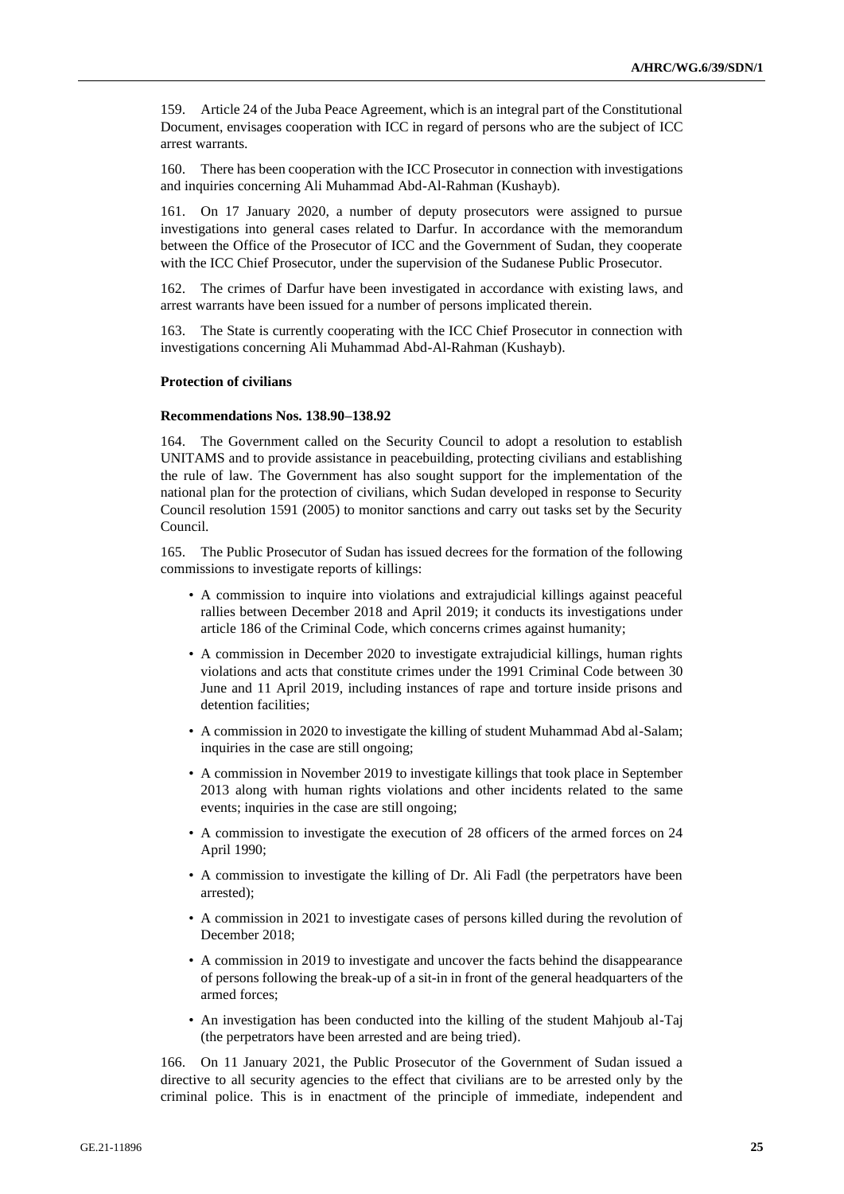159. Article 24 of the Juba Peace Agreement, which is an integral part of the Constitutional Document, envisages cooperation with ICC in regard of persons who are the subject of ICC arrest warrants.

160. There has been cooperation with the ICC Prosecutor in connection with investigations and inquiries concerning Ali Muhammad Abd-Al-Rahman (Kushayb).

161. On 17 January 2020, a number of deputy prosecutors were assigned to pursue investigations into general cases related to Darfur. In accordance with the memorandum between the Office of the Prosecutor of ICC and the Government of Sudan, they cooperate with the ICC Chief Prosecutor, under the supervision of the Sudanese Public Prosecutor.

162. The crimes of Darfur have been investigated in accordance with existing laws, and arrest warrants have been issued for a number of persons implicated therein.

163. The State is currently cooperating with the ICC Chief Prosecutor in connection with investigations concerning Ali Muhammad Abd-Al-Rahman (Kushayb).

**Protection of civilians**

**Recommendations Nos. 138.90–138.92**

164. The Government called on the Security Council to adopt a resolution to establish UNITAMS and to provide assistance in peacebuilding, protecting civilians and establishing the rule of law. The Government has also sought support for the implementation of the national plan for the protection of civilians, which Sudan developed in response to Security Council resolution 1591 (2005) to monitor sanctions and carry out tasks set by the Security Council.

165. The Public Prosecutor of Sudan has issued decrees for the formation of the following commissions to investigate reports of killings:

- A commission to inquire into violations and extrajudicial killings against peaceful rallies between December 2018 and April 2019; it conducts its investigations under article 186 of the Criminal Code, which concerns crimes against humanity;
- A commission in December 2020 to investigate extrajudicial killings, human rights violations and acts that constitute crimes under the 1991 Criminal Code between 30 June and 11 April 2019, including instances of rape and torture inside prisons and detention facilities;
- A commission in 2020 to investigate the killing of student Muhammad Abd al-Salam; inquiries in the case are still ongoing;
- A commission in November 2019 to investigate killings that took place in September 2013 along with human rights violations and other incidents related to the same events; inquiries in the case are still ongoing;
- A commission to investigate the execution of 28 officers of the armed forces on 24 April 1990;
- A commission to investigate the killing of Dr. Ali Fadl (the perpetrators have been arrested);
- A commission in 2021 to investigate cases of persons killed during the revolution of December 2018;
- A commission in 2019 to investigate and uncover the facts behind the disappearance of persons following the break-up of a sit-in in front of the general headquarters of the armed forces;
- An investigation has been conducted into the killing of the student Mahjoub al-Taj (the perpetrators have been arrested and are being tried).

166. On 11 January 2021, the Public Prosecutor of the Government of Sudan issued a directive to all security agencies to the effect that civilians are to be arrested only by the criminal police. This is in enactment of the principle of immediate, independent and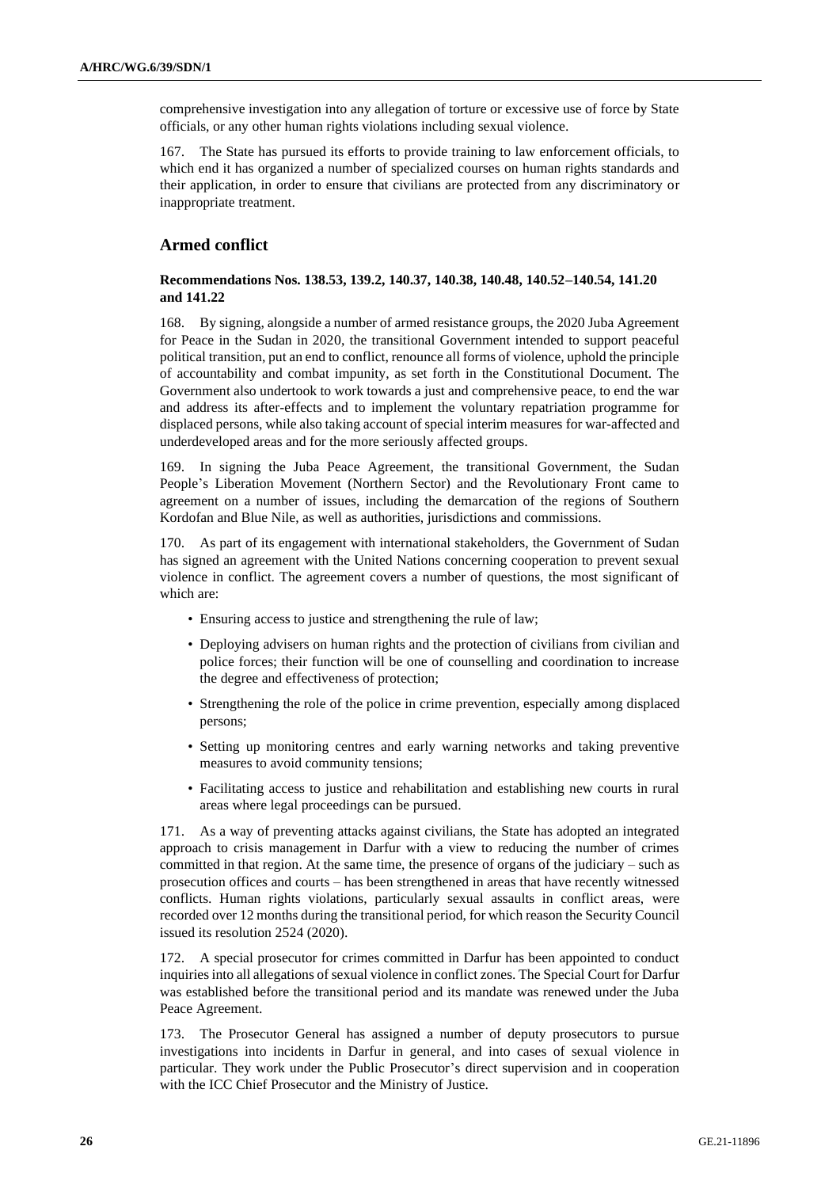comprehensive investigation into any allegation of torture or excessive use of force by State officials, or any other human rights violations including sexual violence.

167. The State has pursued its efforts to provide training to law enforcement officials, to which end it has organized a number of specialized courses on human rights standards and their application, in order to ensure that civilians are protected from any discriminatory or inappropriate treatment.

## Armed conflict

### Recommendations Nos. 138.53, 139.2, 140.37, 140.38, 140.48, 140.52–140.54, 141.20 and 141.22

168. By signing, alongside a number of armed resistance groups, the 2020 Juba Agreement for Peace in the Sudan in 2020, the transitional Government intended to support peaceful political transition, put an end to conflict, renounce all forms of violence, uphold the principle of accountability and combat impunity, as set forth in the Constitutional Document. The Government also undertook to work towards a just and comprehensive peace, to end the war and address its after-effects and to implement the voluntary repatriation programme for displaced persons, while also taking account of special interim measures for war-affected and underdeveloped areas and for the more seriously affected groups.

169. In signing the Juba Peace Agreement, the transitional Government, the Sudan People's Liberation Movement (Northern Sector) and the Revolutionary Front came to agreement on a number of issues, including the demarcation of the regions of Southern Kordofan and Blue Nile, as well as authorities, jurisdictions and commissions.

170. As part of its engagement with international stakeholders, the Government of Sudan has signed an agreement with the United Nations concerning cooperation to prevent sexual violence in conflict. The agreement covers a number of questions, the most significant of which are:

- Ensuring access to justice and strengthening the rule of law;
- Deploying advisers on human rights and the protection of civilians from civilian and police forces; their function will be one of counselling and coordination to increase the degree and effectiveness of protection;
- Strengthening the role of the police in crime prevention, especially among displaced persons;
- Setting up monitoring centres and early warning networks and taking preventive measures to avoid community tensions;
- Facilitating access to justice and rehabilitation and establishing new courts in rural areas where legal proceedings can be pursued.

171. As a way of preventing attacks against civilians, the State has adopted an integrated approach to crisis management in Darfur with a view to reducing the number of crimes committed in that region. At the same time, the presence of organs of the judiciary – such as prosecution offices and courts – has been strengthened in areas that have recently witnessed conflicts. Human rights violations, particularly sexual assaults in conflict areas, were recorded over 12 months during the transitional period, for which reason the Security Council issued its resolution 2524 (2020).

172. A special prosecutor for crimes committed in Darfur has been appointed to conduct inquiries into all allegations of sexual violence in conflict zones. The Special Court for Darfur was established before the transitional period and its mandate was renewed under the Juba Peace Agreement.

173. The Prosecutor General has assigned a number of deputy prosecutors to pursue investigations into incidents in Darfur in general, and into cases of sexual violence in particular. They work under the Public Prosecutor's direct supervision and in cooperation with the ICC Chief Prosecutor and the Ministry of Justice.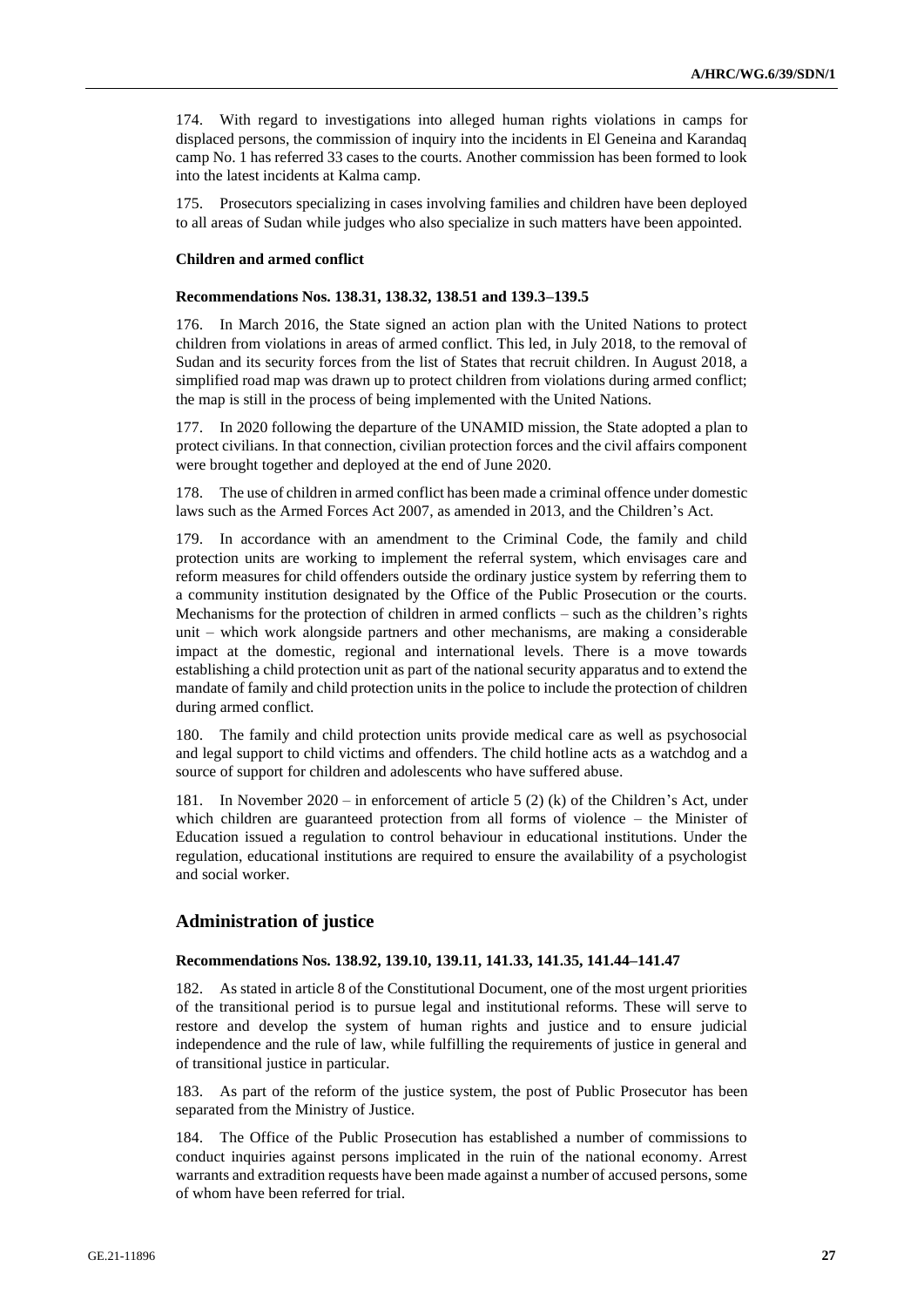174. With regard to investigations into alleged human rights violations in camps for displaced persons, the commission of inquiry into the incidents in El Geneina and Karandaq camp No. 1 has referred 33 cases to the courts. Another commission has been formed to look into the latest incidents at Kalma camp.

175. Prosecutors specializing in cases involving families and children have been deployed to all areas of Sudan while judges who also specialize in such matters have been appointed.

#### Children and armed conflict

#### Recommendations Nos. 138.31, 138.32, 138.51 and 139.3–139.5

176. In March 2016, the State signed an action plan with the United Nations to protect children from violations in areas of armed conflict. This led, in July 2018, to the removal of Sudan and its security forces from the list of States that recruit children. In August 2018, a simplified road map was drawn up to protect children from violations during armed conflict; the map is still in the process of being implemented with the United Nations.

177. In 2020 following the departure of the UNAMID mission, the State adopted a plan to protect civilians. In that connection, civilian protection forces and the civil affairs component were brought together and deployed at the end of June 2020.

178. The use of children in armed conflict has been made a criminal offence under domestic laws such as the Armed Forces Act 2007, as amended in 2013, and the Children's Act.

179. In accordance with an amendment to the Criminal Code, the family and child protection units are working to implement the referral system, which envisages care and reform measures for child offenders outside the ordinary justice system by referring them to a community institution designated by the Office of the Public Prosecution or the courts. Mechanisms for the protection of children in armed conflicts – such as the children's rights unit – which work alongside partners and other mechanisms, are making a considerable impact at the domestic, regional and international levels. There is a move towards establishing a child protection unit as part of the national security apparatus and to extend the mandate of family and child protection units in the police to include the protection of children during armed conflict.

180. The family and child protection units provide medical care as well as psychosocial and legal support to child victims and offenders. The child hotline acts as a watchdog and a source of support for children and adolescents who have suffered abuse.

181. In November 2020 – in enforcement of article 5 (2) (k) of the Children's Act, under which children are guaranteed protection from all forms of violence – the Minister of Education issued a regulation to control behaviour in educational institutions. Under the regulation, educational institutions are required to ensure the availability of a psychologist and social worker.

### Administration of justice

#### Recommendations Nos. 138.92, 139.10, 139.11, 141.33, 141.35, 141.44–141.47

182. As stated in article 8 of the Constitutional Document, one of the most urgent priorities of the transitional period is to pursue legal and institutional reforms. These will serve to restore and develop the system of human rights and justice and to ensure judicial independence and the rule of law, while fulfilling the requirements of justice in general and of transitional justice in particular.

183. As part of the reform of the justice system, the post of Public Prosecutor has been separated from the Ministry of Justice.

184. The Office of the Public Prosecution has established a number of commissions to conduct inquiries against persons implicated in the ruin of the national economy. Arrest warrants and extradition requests have been made against a number of accused persons, some of whom have been referred for trial.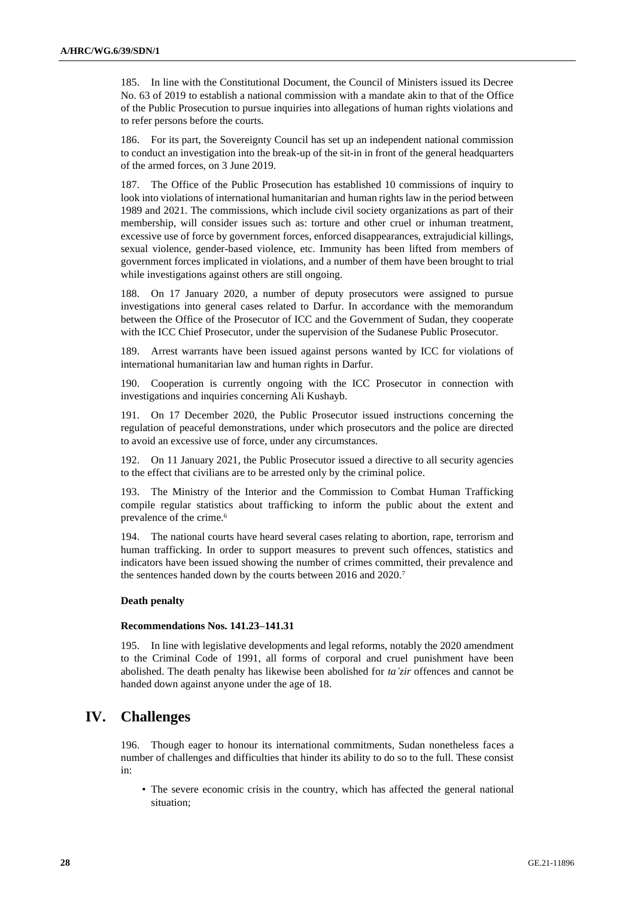185. In line with the Constitutional Document, the Council of Ministers issued its Decree No. 63 of 2019 to establish a national commission with a mandate akin to that of the Office of the Public Prosecution to pursue inquiries into allegations of human rights violations and to refer persons before the courts.

186. For its part, the Sovereignty Council has set up an independent national commission to conduct an investigation into the break-up of the sit-in in front of the general headquarters of the armed forces, on 3 June 2019.

187. The Office of the Public Prosecution has established 10 commissions of inquiry to look into violations of international humanitarian and human rights law in the period between 1989 and 2021. The commissions, which include civil society organizations as part of their membership, will consider issues such as: torture and other cruel or inhuman treatment, excessive use of force by government forces, enforced disappearances, extrajudicial killings, sexual violence, gender-based violence, etc. Immunity has been lifted from members of government forces implicated in violations, and a number of them have been brought to trial while investigations against others are still ongoing.

188. On 17 January 2020, a number of deputy prosecutors were assigned to pursue investigations into general cases related to Darfur. In accordance with the memorandum between the Office of the Prosecutor of ICC and the Government of Sudan, they cooperate with the ICC Chief Prosecutor, under the supervision of the Sudanese Public Prosecutor.

189. Arrest warrants have been issued against persons wanted by ICC for violations of international humanitarian law and human rights in Darfur.

190. Cooperation is currently ongoing with the ICC Prosecutor in connection with investigations and inquiries concerning Ali Kushayb.

191. On 17 December 2020, the Public Prosecutor issued instructions concerning the regulation of peaceful demonstrations, under which prosecutors and the police are directed to avoid an excessive use of force, under any circumstances.

192. On 11 January 2021, the Public Prosecutor issued a directive to all security agencies to the effect that civilians are to be arrested only by the criminal police.

193. The Ministry of the Interior and the Commission to Combat Human Trafficking compile regular statistics about trafficking to inform the public about the extent and prevalence of the crime.[6]

194. The national courts have heard several cases relating to abortion, rape, terrorism and human trafficking. In order to support measures to prevent such offences, statistics and indicators have been issued showing the number of crimes committed, their prevalence and the sentences handed down by the courts between 2016 and 2020.[7]

#### Death penalty

#### Recommendations Nos. 141.23–141.31

195. In line with legislative developments and legal reforms, notably the 2020 amendment to the Criminal Code of 1991, all forms of corporal and cruel punishment have been abolished. The death penalty has likewise been abolished for *ta'zir* offences and cannot be handed down against anyone under the age of 18.

## IV. Challenges

196. Though eager to honour its international commitments, Sudan nonetheless faces a number of challenges and difficulties that hinder its ability to do so to the full. These consist in:

- The severe economic crisis in the country, which has affected the general national situation;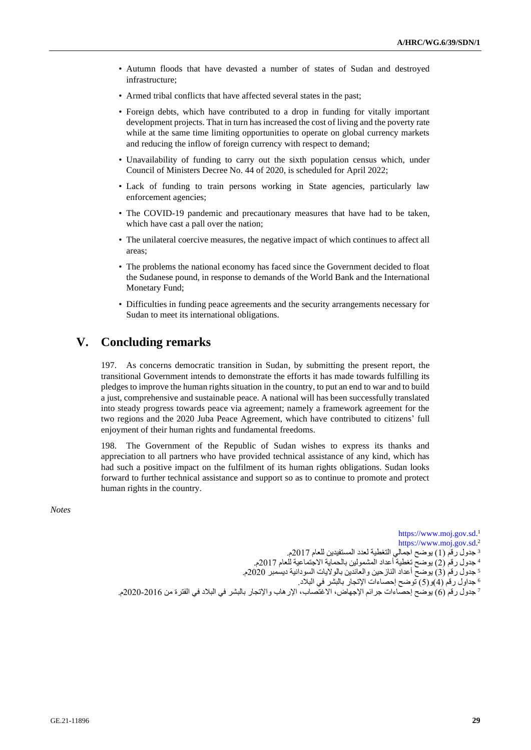- Autumn floods that have devastated a number of states of Sudan and destroyed infrastructure;
- Armed tribal conflicts that have affected several states in the past;
- Foreign debts, which have contributed to a drop in funding for vitally important development projects. That in turn has increased the cost of living and the poverty rate while at the same time limiting opportunities to operate on global currency markets and reducing the inflow of foreign currency with respect to demand;
- Unavailability of funding to carry out the sixth population census which, under Council of Ministers Decree No. 44 of 2020, is scheduled for April 2022;
- Lack of funding to train persons working in State agencies, particularly law enforcement agencies;
- The COVID-19 pandemic and precautionary measures that have had to be taken, which have cast a pall over the nation;
- The unilateral coercive measures, the negative impact of which continues to affect all areas;
- The problems the national economy has faced since the Government decided to float the Sudanese pound, in response to demands of the World Bank and the International Monetary Fund;
- Difficulties in funding peace agreements and the security arrangements necessary for Sudan to meet its international obligations.

# V. Concluding remarks

197. As concerns democratic transition in Sudan, by submitting the present report, the transitional Government intends to demonstrate the efforts it has made towards fulfilling its pledges to improve the human rights situation in the country, to put an end to war and to build a just, comprehensive and sustainable peace. A national will has been successfully translated into steady progress towards peace via agreement; namely a framework agreement for the two regions and the 2020 Juba Peace Agreement, which have contributed to citizens' full enjoyment of their human rights and fundamental freedoms.

198. The Government of the Republic of Sudan wishes to express its thanks and appreciation to all partners who have provided technical assistance of any kind, which has had such a positive impact on the fulfilment of its human rights obligations. Sudan looks forward to further technical assistance and support so as to continue to promote and protect human rights in the country.

*Notes*

[1] https://www.moj.gov.sd.

[2] https://www.moj.gov.sd.

[3] جدول رقم (1) يوضح اجمالي التغطية لعدد المستفيدين للعام 2017م.

[4] جدول رقم (2) يوضح تغطية أعداد المشمولين بالحماية الاجتماعية للعام 2017م.

[5] جدول رقم (3) يوضح أعداد النازحين والعائدين بالولايات السودانية ديسمبر 2020م.

[6] جداول رقم (4)و(5) توضح إحصاءات الإتجار بالبشر في البلاد.

[7] جدول رقم (6) يوضح إحصاءات جرائم الإجهاض، الاغتصاب، الإرهاب والإتجار بالبشر في البلاد في الفترة من 2016-2020م.